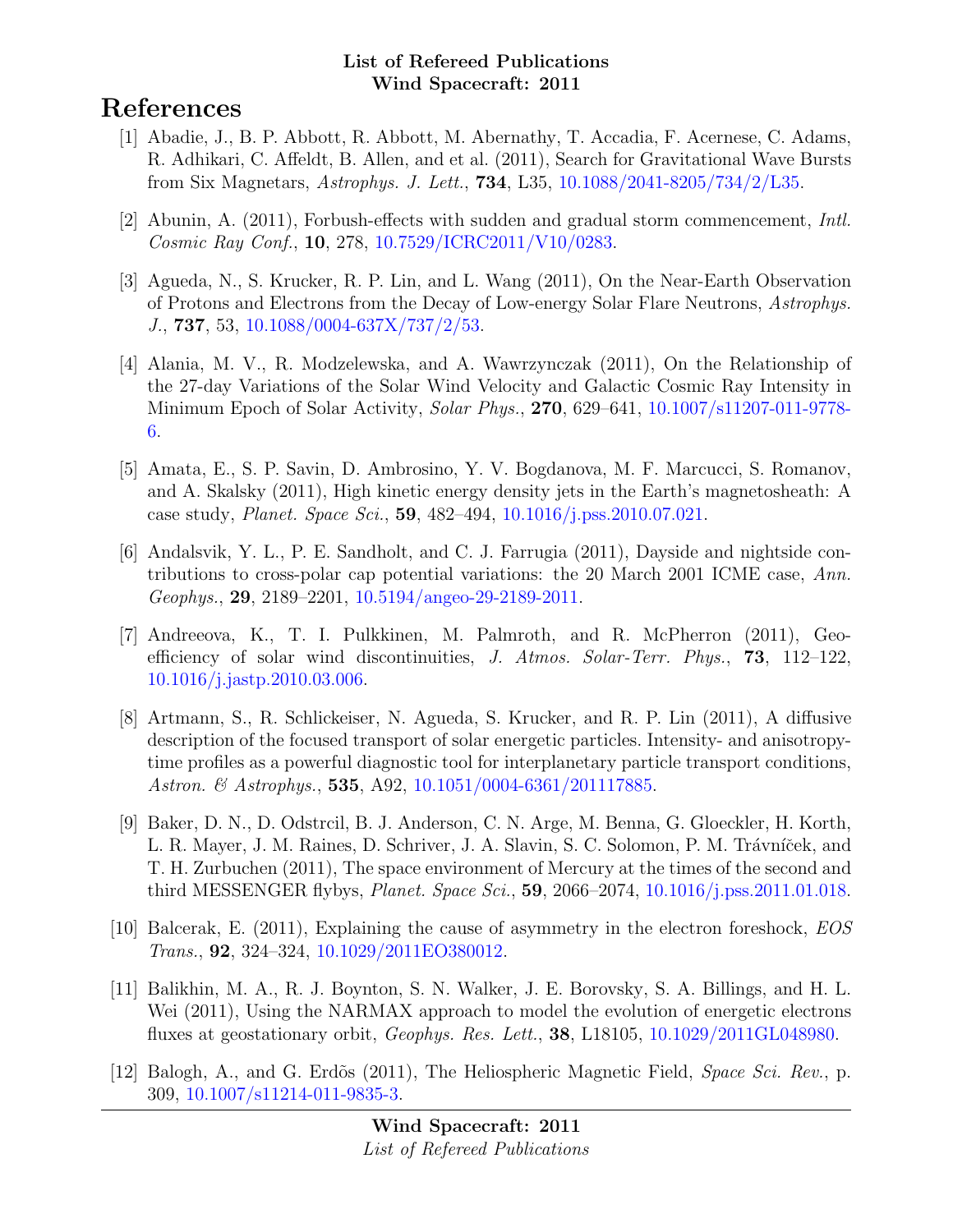**List of Refereed Publications**
**Wind Spacecraft: 2011**

# References

[1] Abadie, J., B. P. Abbott, R. Abbott, M. Abernathy, T. Accadia, F. Acernese, C. Adams, R. Adhikari, C. Affeldt, B. Allen, and et al. (2011), Search for Gravitational Wave Bursts from Six Magnetars, *Astrophys. J. Lett.*, **734**, L35, 10.1088/2041-8205/734/2/L35.

[2] Abunin, A. (2011), Forbush-effects with sudden and gradual storm commencement, *Intl. Cosmic Ray Conf.*, **10**, 278, 10.7529/ICRC2011/V10/0283.

[3] Agueda, N., S. Krucker, R. P. Lin, and L. Wang (2011), On the Near-Earth Observation of Protons and Electrons from the Decay of Low-energy Solar Flare Neutrons, *Astrophys. J.*, **737**, 53, 10.1088/0004-637X/737/2/53.

[4] Alania, M. V., R. Modzelewska, and A. Wawrzynczak (2011), On the Relationship of the 27-day Variations of the Solar Wind Velocity and Galactic Cosmic Ray Intensity in Minimum Epoch of Solar Activity, *Solar Phys.*, **270**, 629–641, 10.1007/s11207-011-9778-6.

[5] Amata, E., S. P. Savin, D. Ambrosino, Y. V. Bogdanova, M. F. Marcucci, S. Romanov, and A. Skalsky (2011), High kinetic energy density jets in the Earth's magnetosheath: A case study, *Planet. Space Sci.*, **59**, 482–494, 10.1016/j.pss.2010.07.021.

[6] Andalsvik, Y. L., P. E. Sandholt, and C. J. Farrugia (2011), Dayside and nightside contributions to cross-polar cap potential variations: the 20 March 2001 ICME case, *Ann. Geophys.*, **29**, 2189–2201, 10.5194/angeo-29-2189-2011.

[7] Andreeova, K., T. I. Pulkkinen, M. Palmroth, and R. McPherron (2011), Geoefficiency of solar wind discontinuities, *J. Atmos. Solar-Terr. Phys.*, **73**, 112–122, 10.1016/j.jastp.2010.03.006.

[8] Artmann, S., R. Schlickeiser, N. Agueda, S. Krucker, and R. P. Lin (2011), A diffusive description of the focused transport of solar energetic particles. Intensity- and anisotropy-time profiles as a powerful diagnostic tool for interplanetary particle transport conditions, *Astron. & Astrophys.*, **535**, A92, 10.1051/0004-6361/201117885.

[9] Baker, D. N., D. Odstrcil, B. J. Anderson, C. N. Arge, M. Benna, G. Gloeckler, H. Korth, L. R. Mayer, J. M. Raines, D. Schriver, J. A. Slavin, S. C. Solomon, P. M. Trávníček, and T. H. Zurbuchen (2011), The space environment of Mercury at the times of the second and third MESSENGER flybys, *Planet. Space Sci.*, **59**, 2066–2074, 10.1016/j.pss.2011.01.018.

[10] Balcerak, E. (2011), Explaining the cause of asymmetry in the electron foreshock, *EOS Trans.*, **92**, 324–324, 10.1029/2011EO380012.

[11] Balikhin, M. A., R. J. Boynton, S. N. Walker, J. E. Borovsky, S. A. Billings, and H. L. Wei (2011), Using the NARMAX approach to model the evolution of energetic electrons fluxes at geostationary orbit, *Geophys. Res. Lett.*, **38**, L18105, 10.1029/2011GL048980.

[12] Balogh, A., and G. Erdõs (2011), The Heliospheric Magnetic Field, *Space Sci. Rev.*, p. 309, 10.1007/s11214-011-9835-3.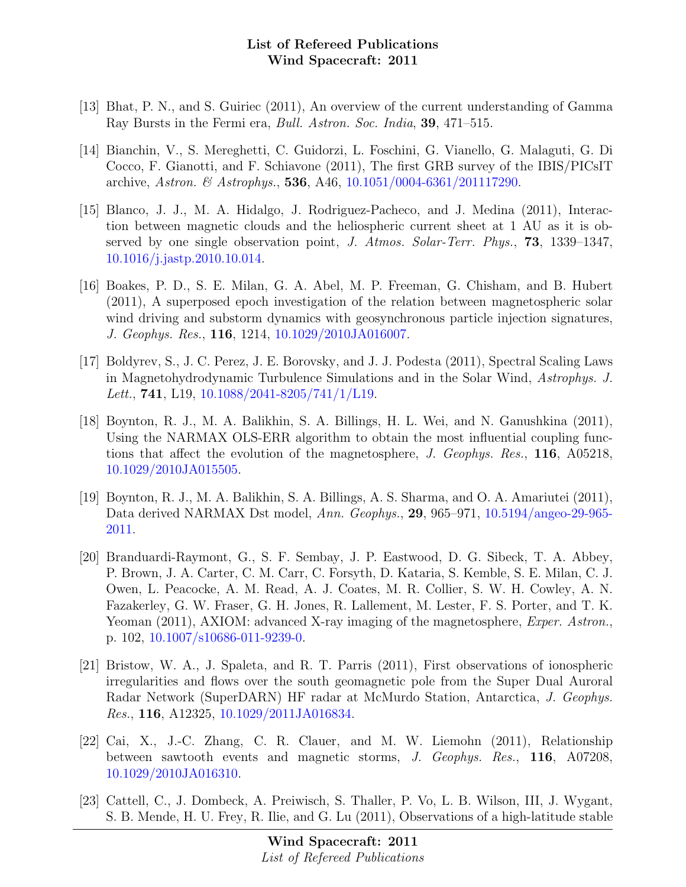[13] Bhat, P. N., and S. Guiriec (2011), An overview of the current understanding of Gamma Ray Bursts in the Fermi era, *Bull. Astron. Soc. India*, **39**, 471–515.

[14] Bianchin, V., S. Mereghetti, C. Guidorzi, L. Foschini, G. Vianello, G. Malaguti, G. Di Cocco, F. Gianotti, and F. Schiavone (2011), The first GRB survey of the IBIS/PICsIT archive, *Astron. & Astrophys.*, **536**, A46, 10.1051/0004-6361/201117290.

[15] Blanco, J. J., M. A. Hidalgo, J. Rodriguez-Pacheco, and J. Medina (2011), Interaction between magnetic clouds and the heliospheric current sheet at 1 AU as it is observed by one single observation point, *J. Atmos. Solar-Terr. Phys.*, **73**, 1339–1347, 10.1016/j.jastp.2010.10.014.

[16] Boakes, P. D., S. E. Milan, G. A. Abel, M. P. Freeman, G. Chisham, and B. Hubert (2011), A superposed epoch investigation of the relation between magnetospheric solar wind driving and substorm dynamics with geosynchronous particle injection signatures, *J. Geophys. Res.*, **116**, 1214, 10.1029/2010JA016007.

[17] Boldyrev, S., J. C. Perez, J. E. Borovsky, and J. J. Podesta (2011), Spectral Scaling Laws in Magnetohydrodynamic Turbulence Simulations and in the Solar Wind, *Astrophys. J. Lett.*, **741**, L19, 10.1088/2041-8205/741/1/L19.

[18] Boynton, R. J., M. A. Balikhin, S. A. Billings, H. L. Wei, and N. Ganushkina (2011), Using the NARMAX OLS-ERR algorithm to obtain the most influential coupling functions that affect the evolution of the magnetosphere, *J. Geophys. Res.*, **116**, A05218, 10.1029/2010JA015505.

[19] Boynton, R. J., M. A. Balikhin, S. A. Billings, A. S. Sharma, and O. A. Amariutei (2011), Data derived NARMAX Dst model, *Ann. Geophys.*, **29**, 965–971, 10.5194/angeo-29-965-2011.

[20] Branduardi-Raymont, G., S. F. Sembay, J. P. Eastwood, D. G. Sibeck, T. A. Abbey, P. Brown, J. A. Carter, C. M. Carr, C. Forsyth, D. Kataria, S. Kemble, S. E. Milan, C. J. Owen, L. Peacocke, A. M. Read, A. J. Coates, M. R. Collier, S. W. H. Cowley, A. N. Fazakerley, G. W. Fraser, G. H. Jones, R. Lallement, M. Lester, F. S. Porter, and T. K. Yeoman (2011), AXIOM: advanced X-ray imaging of the magnetosphere, *Exper. Astron.*, p. 102, 10.1007/s10686-011-9239-0.

[21] Bristow, W. A., J. Spaleta, and R. T. Parris (2011), First observations of ionospheric irregularities and flows over the south geomagnetic pole from the Super Dual Auroral Radar Network (SuperDARN) HF radar at McMurdo Station, Antarctica, *J. Geophys. Res.*, **116**, A12325, 10.1029/2011JA016834.

[22] Cai, X., J.-C. Zhang, C. R. Clauer, and M. W. Liemohn (2011), Relationship between sawtooth events and magnetic storms, *J. Geophys. Res.*, **116**, A07208, 10.1029/2010JA016310.

[23] Cattell, C., J. Dombeck, A. Preiwisch, S. Thaller, P. Vo, L. B. Wilson, III, J. Wygant, S. B. Mende, H. U. Frey, R. Ilie, and G. Lu (2011), Observations of a high-latitude stable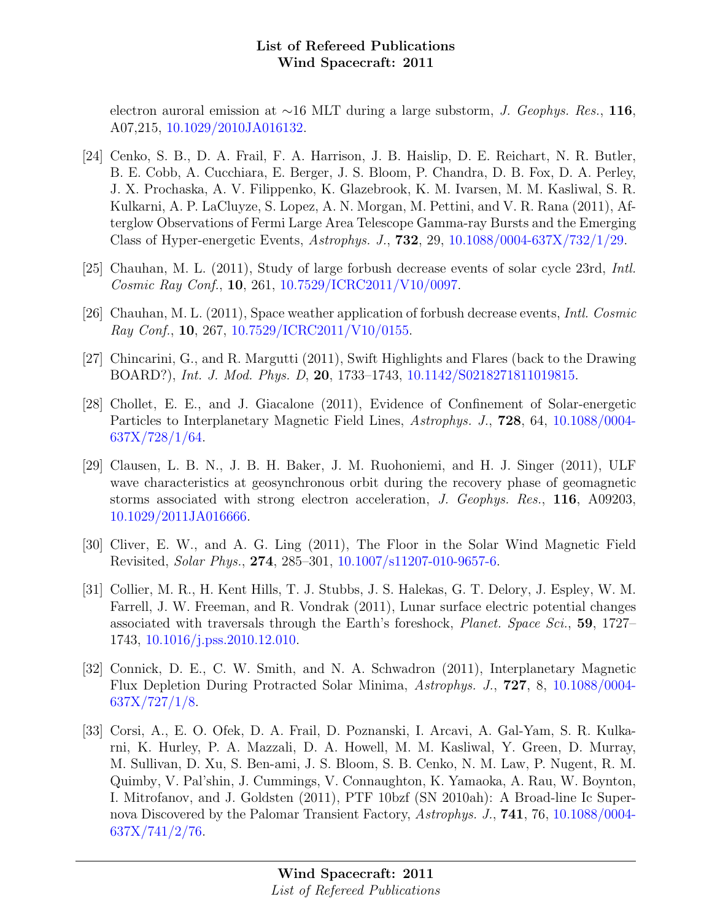electron auroral emission at ∼16 MLT during a large substorm, *J. Geophys. Res.*, **116**, A07,215, 10.1029/2010JA016132.

[24] Cenko, S. B., D. A. Frail, F. A. Harrison, J. B. Haislip, D. E. Reichart, N. R. Butler, B. E. Cobb, A. Cucchiara, E. Berger, J. S. Bloom, P. Chandra, D. B. Fox, D. A. Perley, J. X. Prochaska, A. V. Filippenko, K. Glazebrook, K. M. Ivarsen, M. M. Kasliwal, S. R. Kulkarni, A. P. LaCluyze, S. Lopez, A. N. Morgan, M. Pettini, and V. R. Rana (2011), Afterglow Observations of Fermi Large Area Telescope Gamma-ray Bursts and the Emerging Class of Hyper-energetic Events, *Astrophys. J.*, **732**, 29, 10.1088/0004-637X/732/1/29.

[25] Chauhan, M. L. (2011), Study of large forbush decrease events of solar cycle 23rd, *Intl. Cosmic Ray Conf.*, **10**, 261, 10.7529/ICRC2011/V10/0097.

[26] Chauhan, M. L. (2011), Space weather application of forbush decrease events, *Intl. Cosmic Ray Conf.*, **10**, 267, 10.7529/ICRC2011/V10/0155.

[27] Chincarini, G., and R. Margutti (2011), Swift Highlights and Flares (back to the Drawing BOARD?), *Int. J. Mod. Phys. D*, **20**, 1733–1743, 10.1142/S0218271811019815.

[28] Chollet, E. E., and J. Giacalone (2011), Evidence of Confinement of Solar-energetic Particles to Interplanetary Magnetic Field Lines, *Astrophys. J.*, **728**, 64, 10.1088/0004-637X/728/1/64.

[29] Clausen, L. B. N., J. B. H. Baker, J. M. Ruohoniemi, and H. J. Singer (2011), ULF wave characteristics at geosynchronous orbit during the recovery phase of geomagnetic storms associated with strong electron acceleration, *J. Geophys. Res.*, **116**, A09203, 10.1029/2011JA016666.

[30] Cliver, E. W., and A. G. Ling (2011), The Floor in the Solar Wind Magnetic Field Revisited, *Solar Phys.*, **274**, 285–301, 10.1007/s11207-010-9657-6.

[31] Collier, M. R., H. Kent Hills, T. J. Stubbs, J. S. Halekas, G. T. Delory, J. Espley, W. M. Farrell, J. W. Freeman, and R. Vondrak (2011), Lunar surface electric potential changes associated with traversals through the Earth's foreshock, *Planet. Space Sci.*, **59**, 1727–1743, 10.1016/j.pss.2010.12.010.

[32] Connick, D. E., C. W. Smith, and N. A. Schwadron (2011), Interplanetary Magnetic Flux Depletion During Protracted Solar Minima, *Astrophys. J.*, **727**, 8, 10.1088/0004-637X/727/1/8.

[33] Corsi, A., E. O. Ofek, D. A. Frail, D. Poznanski, I. Arcavi, A. Gal-Yam, S. R. Kulkarni, K. Hurley, P. A. Mazzali, D. A. Howell, M. M. Kasliwal, Y. Green, D. Murray, M. Sullivan, D. Xu, S. Ben-ami, J. S. Bloom, S. B. Cenko, N. M. Law, P. Nugent, R. M. Quimby, V. Pal'shin, J. Cummings, V. Connaughton, K. Yamaoka, A. Rau, W. Boynton, I. Mitrofanov, and J. Goldsten (2011), PTF 10bzf (SN 2010ah): A Broad-line Ic Supernova Discovered by the Palomar Transient Factory, *Astrophys. J.*, **741**, 76, 10.1088/0004-637X/741/2/76.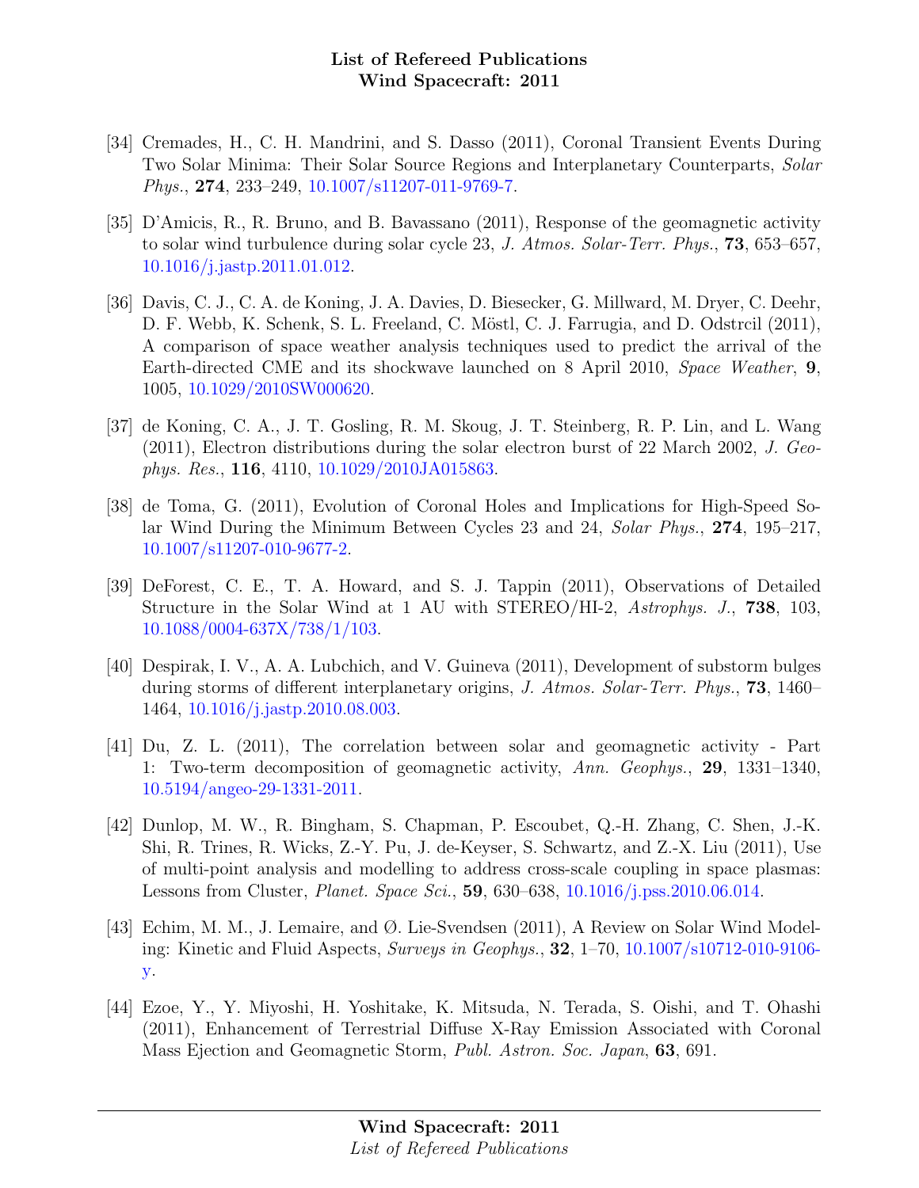[34] Cremades, H., C. H. Mandrini, and S. Dasso (2011), Coronal Transient Events During Two Solar Minima: Their Solar Source Regions and Interplanetary Counterparts, *Solar Phys.*, **274**, 233–249, 10.1007/s11207-011-9769-7.

[35] D'Amicis, R., R. Bruno, and B. Bavassano (2011), Response of the geomagnetic activity to solar wind turbulence during solar cycle 23, *J. Atmos. Solar-Terr. Phys.*, **73**, 653–657, 10.1016/j.jastp.2011.01.012.

[36] Davis, C. J., C. A. de Koning, J. A. Davies, D. Biesecker, G. Millward, M. Dryer, C. Deehr, D. F. Webb, K. Schenk, S. L. Freeland, C. Möstl, C. J. Farrugia, and D. Odstrcil (2011), A comparison of space weather analysis techniques used to predict the arrival of the Earth-directed CME and its shockwave launched on 8 April 2010, *Space Weather*, **9**, 1005, 10.1029/2010SW000620.

[37] de Koning, C. A., J. T. Gosling, R. M. Skoug, J. T. Steinberg, R. P. Lin, and L. Wang (2011), Electron distributions during the solar electron burst of 22 March 2002, *J. Geophys. Res.*, **116**, 4110, 10.1029/2010JA015863.

[38] de Toma, G. (2011), Evolution of Coronal Holes and Implications for High-Speed Solar Wind During the Minimum Between Cycles 23 and 24, *Solar Phys.*, **274**, 195–217, 10.1007/s11207-010-9677-2.

[39] DeForest, C. E., T. A. Howard, and S. J. Tappin (2011), Observations of Detailed Structure in the Solar Wind at 1 AU with STEREO/HI-2, *Astrophys. J.*, **738**, 103, 10.1088/0004-637X/738/1/103.

[40] Despirak, I. V., A. A. Lubchich, and V. Guineva (2011), Development of substorm bulges during storms of different interplanetary origins, *J. Atmos. Solar-Terr. Phys.*, **73**, 1460–1464, 10.1016/j.jastp.2010.08.003.

[41] Du, Z. L. (2011), The correlation between solar and geomagnetic activity - Part 1: Two-term decomposition of geomagnetic activity, *Ann. Geophys.*, **29**, 1331–1340, 10.5194/angeo-29-1331-2011.

[42] Dunlop, M. W., R. Bingham, S. Chapman, P. Escoubet, Q.-H. Zhang, C. Shen, J.-K. Shi, R. Trines, R. Wicks, Z.-Y. Pu, J. de-Keyser, S. Schwartz, and Z.-X. Liu (2011), Use of multi-point analysis and modelling to address cross-scale coupling in space plasmas: Lessons from Cluster, *Planet. Space Sci.*, **59**, 630–638, 10.1016/j.pss.2010.06.014.

[43] Echim, M. M., J. Lemaire, and Ø. Lie-Svendsen (2011), A Review on Solar Wind Modeling: Kinetic and Fluid Aspects, *Surveys in Geophys.*, **32**, 1–70, 10.1007/s10712-010-9106-y.

[44] Ezoe, Y., Y. Miyoshi, H. Yoshitake, K. Mitsuda, N. Terada, S. Oishi, and T. Ohashi (2011), Enhancement of Terrestrial Diffuse X-Ray Emission Associated with Coronal Mass Ejection and Geomagnetic Storm, *Publ. Astron. Soc. Japan*, **63**, 691.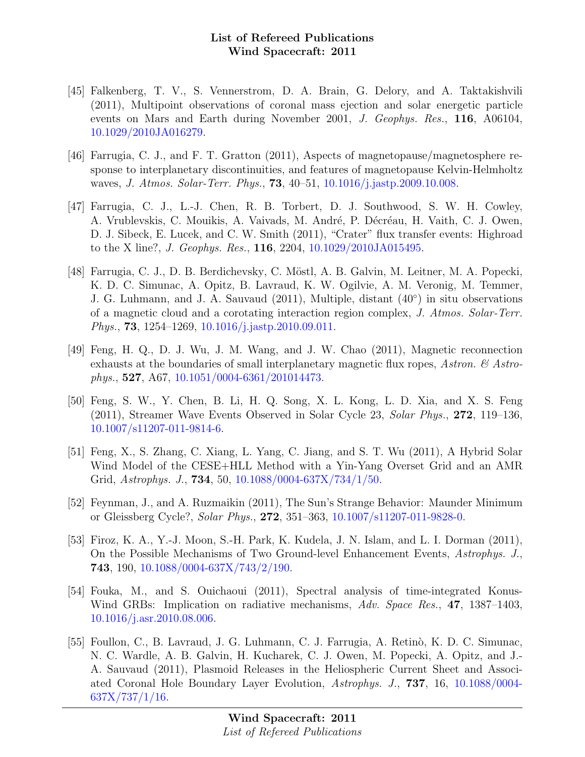[45] Falkenberg, T. V., S. Vennerstrom, D. A. Brain, G. Delory, and A. Taktakishvili (2011), Multipoint observations of coronal mass ejection and solar energetic particle events on Mars and Earth during November 2001, *J. Geophys. Res.*, **116**, A06104, 10.1029/2010JA016279.

[46] Farrugia, C. J., and F. T. Gratton (2011), Aspects of magnetopause/magnetosphere response to interplanetary discontinuities, and features of magnetopause Kelvin-Helmholtz waves, *J. Atmos. Solar-Terr. Phys.*, **73**, 40–51, 10.1016/j.jastp.2009.10.008.

[47] Farrugia, C. J., L.-J. Chen, R. B. Torbert, D. J. Southwood, S. W. H. Cowley, A. Vrublevskis, C. Mouikis, A. Vaivads, M. André, P. Décréau, H. Vaith, C. J. Owen, D. J. Sibeck, E. Lucek, and C. W. Smith (2011), "Crater" flux transfer events: Highroad to the X line?, *J. Geophys. Res.*, **116**, 2204, 10.1029/2010JA015495.

[48] Farrugia, C. J., D. B. Berdichevsky, C. Möstl, A. B. Galvin, M. Leitner, M. A. Popecki, K. D. C. Simunac, A. Opitz, B. Lavraud, K. W. Ogilvie, A. M. Veronig, M. Temmer, J. G. Luhmann, and J. A. Sauvaud (2011), Multiple, distant (40°) in situ observations of a magnetic cloud and a corotating interaction region complex, *J. Atmos. Solar-Terr. Phys.*, **73**, 1254–1269, 10.1016/j.jastp.2010.09.011.

[49] Feng, H. Q., D. J. Wu, J. M. Wang, and J. W. Chao (2011), Magnetic reconnection exhausts at the boundaries of small interplanetary magnetic flux ropes, *Astron. & Astrophys.*, **527**, A67, 10.1051/0004-6361/201014473.

[50] Feng, S. W., Y. Chen, B. Li, H. Q. Song, X. L. Kong, L. D. Xia, and X. S. Feng (2011), Streamer Wave Events Observed in Solar Cycle 23, *Solar Phys.*, **272**, 119–136, 10.1007/s11207-011-9814-6.

[51] Feng, X., S. Zhang, C. Xiang, L. Yang, C. Jiang, and S. T. Wu (2011), A Hybrid Solar Wind Model of the CESE+HLL Method with a Yin-Yang Overset Grid and an AMR Grid, *Astrophys. J.*, **734**, 50, 10.1088/0004-637X/734/1/50.

[52] Feynman, J., and A. Ruzmaikin (2011), The Sun's Strange Behavior: Maunder Minimum or Gleissberg Cycle?, *Solar Phys.*, **272**, 351–363, 10.1007/s11207-011-9828-0.

[53] Firoz, K. A., Y.-J. Moon, S.-H. Park, K. Kudela, J. N. Islam, and L. I. Dorman (2011), On the Possible Mechanisms of Two Ground-level Enhancement Events, *Astrophys. J.*, **743**, 190, 10.1088/0004-637X/743/2/190.

[54] Fouka, M., and S. Ouichaoui (2011), Spectral analysis of time-integrated Konus-Wind GRBs: Implication on radiative mechanisms, *Adv. Space Res.*, **47**, 1387–1403, 10.1016/j.asr.2010.08.006.

[55] Foullon, C., B. Lavraud, J. G. Luhmann, C. J. Farrugia, A. Retinò, K. D. C. Simunac, N. C. Wardle, A. B. Galvin, H. Kucharek, C. J. Owen, M. Popecki, A. Opitz, and J.-A. Sauvaud (2011), Plasmoid Releases in the Heliospheric Current Sheet and Associated Coronal Hole Boundary Layer Evolution, *Astrophys. J.*, **737**, 16, 10.1088/0004-637X/737/1/16.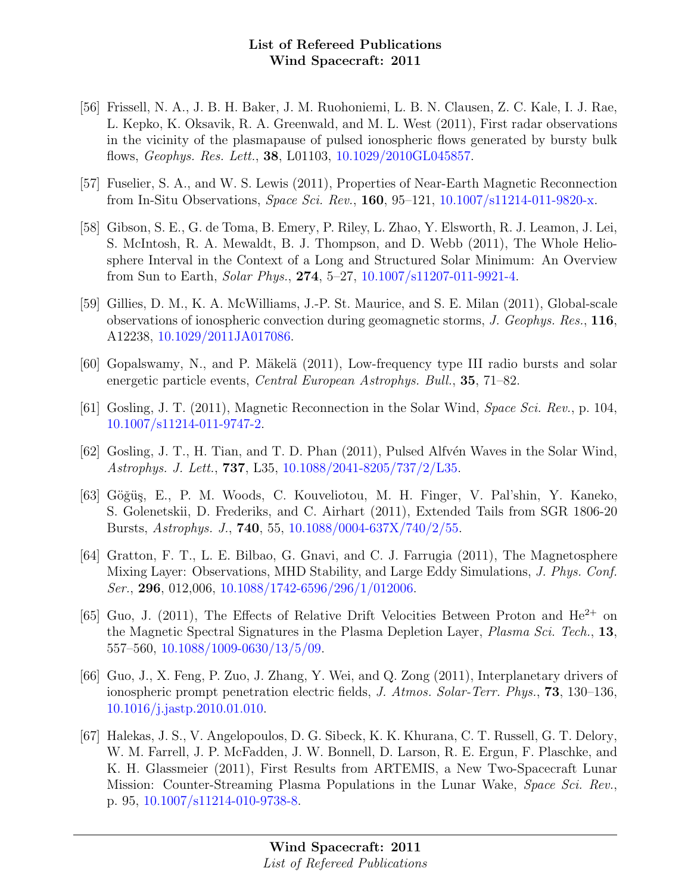[56] Frissell, N. A., J. B. H. Baker, J. M. Ruohoniemi, L. B. N. Clausen, Z. C. Kale, I. J. Rae, L. Kepko, K. Oksavik, R. A. Greenwald, and M. L. West (2011), First radar observations in the vicinity of the plasmapause of pulsed ionospheric flows generated by bursty bulk flows, *Geophys. Res. Lett.*, **38**, L01103, 10.1029/2010GL045857.

[57] Fuselier, S. A., and W. S. Lewis (2011), Properties of Near-Earth Magnetic Reconnection from In-Situ Observations, *Space Sci. Rev.*, **160**, 95–121, 10.1007/s11214-011-9820-x.

[58] Gibson, S. E., G. de Toma, B. Emery, P. Riley, L. Zhao, Y. Elsworth, R. J. Leamon, J. Lei, S. McIntosh, R. A. Mewaldt, B. J. Thompson, and D. Webb (2011), The Whole Heliosphere Interval in the Context of a Long and Structured Solar Minimum: An Overview from Sun to Earth, *Solar Phys.*, **274**, 5–27, 10.1007/s11207-011-9921-4.

[59] Gillies, D. M., K. A. McWilliams, J.-P. St. Maurice, and S. E. Milan (2011), Global-scale observations of ionospheric convection during geomagnetic storms, *J. Geophys. Res.*, **116**, A12238, 10.1029/2011JA017086.

[60] Gopalswamy, N., and P. Mäkelä (2011), Low-frequency type III radio bursts and solar energetic particle events, *Central European Astrophys. Bull.*, **35**, 71–82.

[61] Gosling, J. T. (2011), Magnetic Reconnection in the Solar Wind, *Space Sci. Rev.*, p. 104, 10.1007/s11214-011-9747-2.

[62] Gosling, J. T., H. Tian, and T. D. Phan (2011), Pulsed Alfvén Waves in the Solar Wind, *Astrophys. J. Lett.*, **737**, L35, 10.1088/2041-8205/737/2/L35.

[63] Göğüş, E., P. M. Woods, C. Kouveliotou, M. H. Finger, V. Pal'shin, Y. Kaneko, S. Golenetskii, D. Frederiks, and C. Airhart (2011), Extended Tails from SGR 1806-20 Bursts, *Astrophys. J.*, **740**, 55, 10.1088/0004-637X/740/2/55.

[64] Gratton, F. T., L. E. Bilbao, G. Gnavi, and C. J. Farrugia (2011), The Magnetosphere Mixing Layer: Observations, MHD Stability, and Large Eddy Simulations, *J. Phys. Conf. Ser.*, **296**, 012,006, 10.1088/1742-6596/296/1/012006.

[65] Guo, J. (2011), The Effects of Relative Drift Velocities Between Proton and $He^{2+}$ on the Magnetic Spectral Signatures in the Plasma Depletion Layer, *Plasma Sci. Tech.*, **13**, 557–560, 10.1088/1009-0630/13/5/09.

[66] Guo, J., X. Feng, P. Zuo, J. Zhang, Y. Wei, and Q. Zong (2011), Interplanetary drivers of ionospheric prompt penetration electric fields, *J. Atmos. Solar-Terr. Phys.*, **73**, 130–136, 10.1016/j.jastp.2010.01.010.

[67] Halekas, J. S., V. Angelopoulos, D. G. Sibeck, K. K. Khurana, C. T. Russell, G. T. Delory, W. M. Farrell, J. P. McFadden, J. W. Bonnell, D. Larson, R. E. Ergun, F. Plaschke, and K. H. Glassmeier (2011), First Results from ARTEMIS, a New Two-Spacecraft Lunar Mission: Counter-Streaming Plasma Populations in the Lunar Wake, *Space Sci. Rev.*, p. 95, 10.1007/s11214-010-9738-8.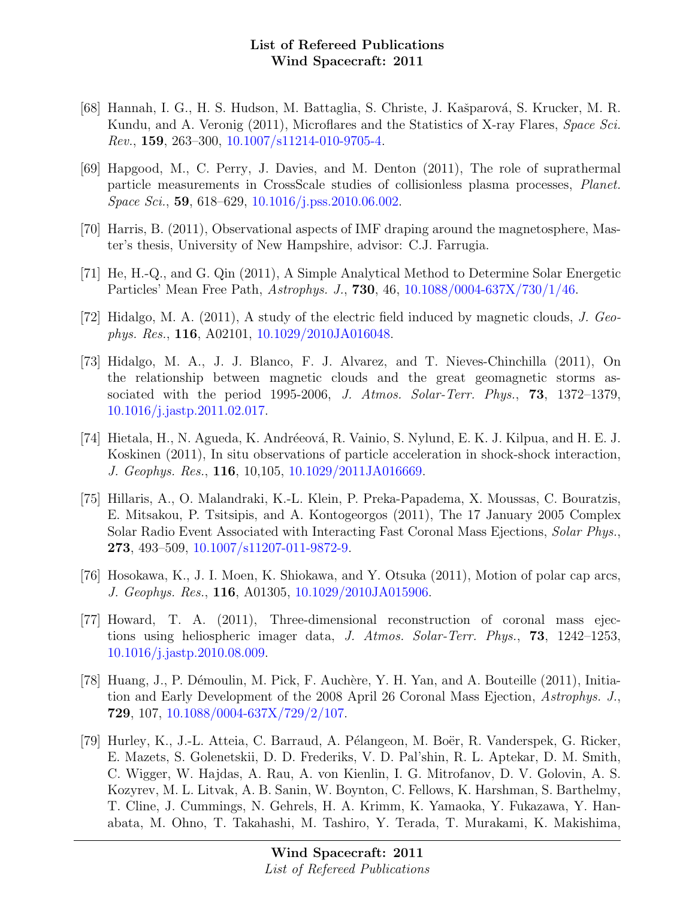[68] Hannah, I. G., H. S. Hudson, M. Battaglia, S. Christe, J. Kašparová, S. Krucker, M. R. Kundu, and A. Veronig (2011), Microflares and the Statistics of X-ray Flares, *Space Sci. Rev.*, **159**, 263–300, 10.1007/s11214-010-9705-4.

[69] Hapgood, M., C. Perry, J. Davies, and M. Denton (2011), The role of suprathermal particle measurements in CrossScale studies of collisionless plasma processes, *Planet. Space Sci.*, **59**, 618–629, 10.1016/j.pss.2010.06.002.

[70] Harris, B. (2011), Observational aspects of IMF draping around the magnetosphere, Master's thesis, University of New Hampshire, advisor: C.J. Farrugia.

[71] He, H.-Q., and G. Qin (2011), A Simple Analytical Method to Determine Solar Energetic Particles' Mean Free Path, *Astrophys. J.*, **730**, 46, 10.1088/0004-637X/730/1/46.

[72] Hidalgo, M. A. (2011), A study of the electric field induced by magnetic clouds, *J. Geophys. Res.*, **116**, A02101, 10.1029/2010JA016048.

[73] Hidalgo, M. A., J. J. Blanco, F. J. Alvarez, and T. Nieves-Chinchilla (2011), On the relationship between magnetic clouds and the great geomagnetic storms associated with the period 1995-2006, *J. Atmos. Solar-Terr. Phys.*, **73**, 1372–1379, 10.1016/j.jastp.2011.02.017.

[74] Hietala, H., N. Agueda, K. Andréeová, R. Vainio, S. Nylund, E. K. J. Kilpua, and H. E. J. Koskinen (2011), In situ observations of particle acceleration in shock-shock interaction, *J. Geophys. Res.*, **116**, 10,105, 10.1029/2011JA016669.

[75] Hillaris, A., O. Malandraki, K.-L. Klein, P. Preka-Papadema, X. Moussas, C. Bouratzis, E. Mitsakou, P. Tsitsipis, and A. Kontogeorgos (2011), The 17 January 2005 Complex Solar Radio Event Associated with Interacting Fast Coronal Mass Ejections, *Solar Phys.*, **273**, 493–509, 10.1007/s11207-011-9872-9.

[76] Hosokawa, K., J. I. Moen, K. Shiokawa, and Y. Otsuka (2011), Motion of polar cap arcs, *J. Geophys. Res.*, **116**, A01305, 10.1029/2010JA015906.

[77] Howard, T. A. (2011), Three-dimensional reconstruction of coronal mass ejections using heliospheric imager data, *J. Atmos. Solar-Terr. Phys.*, **73**, 1242–1253, 10.1016/j.jastp.2010.08.009.

[78] Huang, J., P. Démoulin, M. Pick, F. Auchère, Y. H. Yan, and A. Bouteille (2011), Initiation and Early Development of the 2008 April 26 Coronal Mass Ejection, *Astrophys. J.*, **729**, 107, 10.1088/0004-637X/729/2/107.

[79] Hurley, K., J.-L. Atteia, C. Barraud, A. Pélangeon, M. Boër, R. Vanderspek, G. Ricker, E. Mazets, S. Golenetskii, D. D. Frederiks, V. D. Pal'shin, R. L. Aptekar, D. M. Smith, C. Wigger, W. Hajdas, A. Rau, A. von Kienlin, I. G. Mitrofanov, D. V. Golovin, A. S. Kozyrev, M. L. Litvak, A. B. Sanin, W. Boynton, C. Fellows, K. Harshman, S. Barthelmy, T. Cline, J. Cummings, N. Gehrels, H. A. Krimm, K. Yamaoka, Y. Fukazawa, Y. Hanabata, M. Ohno, T. Takahashi, M. Tashiro, Y. Terada, T. Murakami, K. Makishima,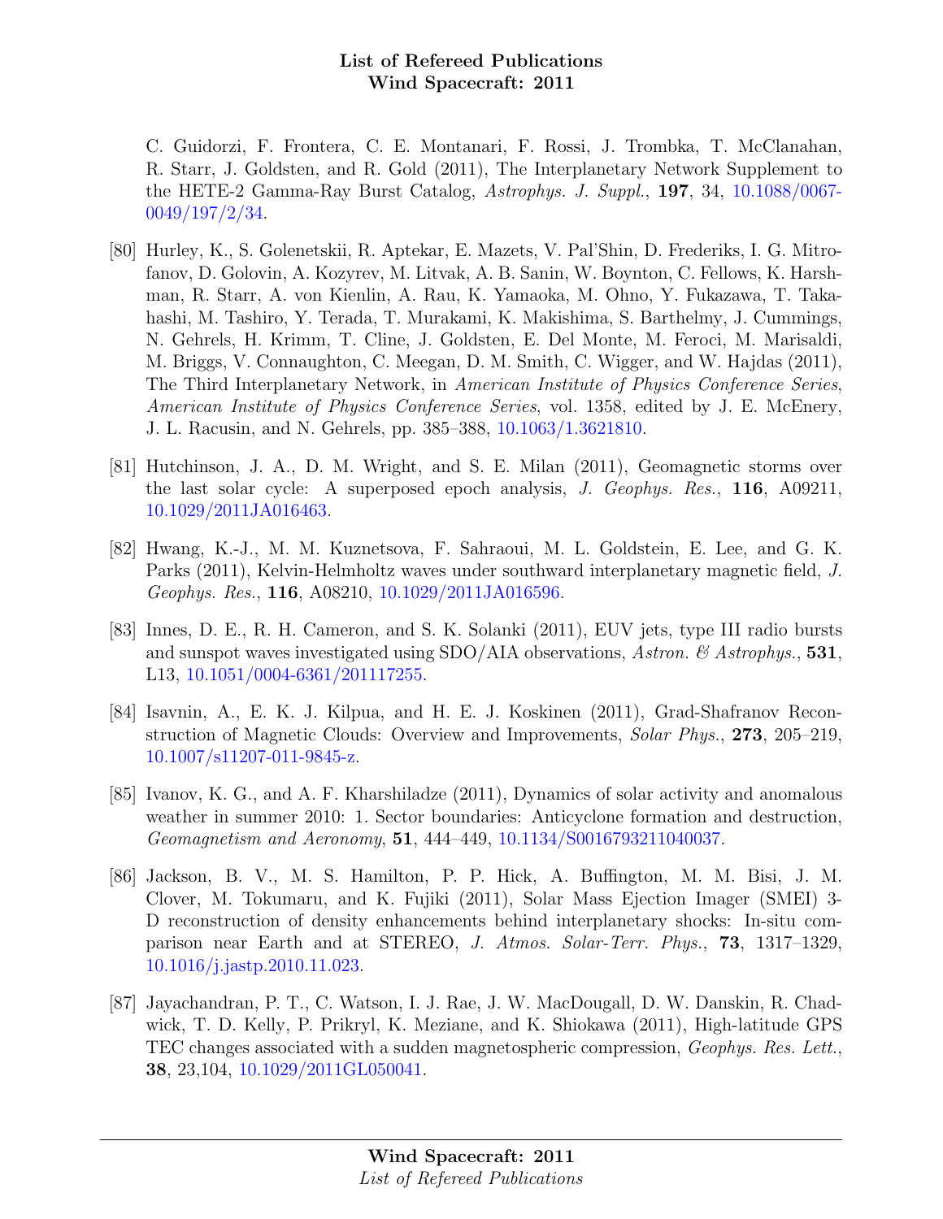C. Guidorzi, F. Frontera, C. E. Montanari, F. Rossi, J. Trombka, T. McClanahan, R. Starr, J. Goldsten, and R. Gold (2011), The Interplanetary Network Supplement to the HETE-2 Gamma-Ray Burst Catalog, *Astrophys. J. Suppl.*, **197**, 34, 10.1088/0067-0049/197/2/34.

[80] Hurley, K., S. Golenetskii, R. Aptekar, E. Mazets, V. Pal'Shin, D. Frederiks, I. G. Mitrofanov, D. Golovin, A. Kozyrev, M. Litvak, A. B. Sanin, W. Boynton, C. Fellows, K. Harshman, R. Starr, A. von Kienlin, A. Rau, K. Yamaoka, M. Ohno, Y. Fukazawa, T. Takahashi, M. Tashiro, Y. Terada, T. Murakami, K. Makishima, S. Barthelmy, J. Cummings, N. Gehrels, H. Krimm, T. Cline, J. Goldsten, E. Del Monte, M. Feroci, M. Marisaldi, M. Briggs, V. Connaughton, C. Meegan, D. M. Smith, C. Wigger, and W. Hajdas (2011), The Third Interplanetary Network, in *American Institute of Physics Conference Series*, *American Institute of Physics Conference Series*, vol. 1358, edited by J. E. McEnery, J. L. Racusin, and N. Gehrels, pp. 385–388, 10.1063/1.3621810.

[81] Hutchinson, J. A., D. M. Wright, and S. E. Milan (2011), Geomagnetic storms over the last solar cycle: A superposed epoch analysis, *J. Geophys. Res.*, **116**, A09211, 10.1029/2011JA016463.

[82] Hwang, K.-J., M. M. Kuznetsova, F. Sahraoui, M. L. Goldstein, E. Lee, and G. K. Parks (2011), Kelvin-Helmholtz waves under southward interplanetary magnetic field, *J. Geophys. Res.*, **116**, A08210, 10.1029/2011JA016596.

[83] Innes, D. E., R. H. Cameron, and S. K. Solanki (2011), EUV jets, type III radio bursts and sunspot waves investigated using SDO/AIA observations, *Astron. & Astrophys.*, **531**, L13, 10.1051/0004-6361/201117255.

[84] Isavnin, A., E. K. J. Kilpua, and H. E. J. Koskinen (2011), Grad-Shafranov Reconstruction of Magnetic Clouds: Overview and Improvements, *Solar Phys.*, **273**, 205–219, 10.1007/s11207-011-9845-z.

[85] Ivanov, K. G., and A. F. Kharshiladze (2011), Dynamics of solar activity and anomalous weather in summer 2010: 1. Sector boundaries: Anticyclone formation and destruction, *Geomagnetism and Aeronomy*, **51**, 444–449, 10.1134/S0016793211040037.

[86] Jackson, B. V., M. S. Hamilton, P. P. Hick, A. Buffington, M. M. Bisi, J. M. Clover, M. Tokumaru, and K. Fujiki (2011), Solar Mass Ejection Imager (SMEI) 3-D reconstruction of density enhancements behind interplanetary shocks: In-situ comparison near Earth and at STEREO, *J. Atmos. Solar-Terr. Phys.*, **73**, 1317–1329, 10.1016/j.jastp.2010.11.023.

[87] Jayachandran, P. T., C. Watson, I. J. Rae, J. W. MacDougall, D. W. Danskin, R. Chadwick, T. D. Kelly, P. Prikryl, K. Meziane, and K. Shiokawa (2011), High-latitude GPS TEC changes associated with a sudden magnetospheric compression, *Geophys. Res. Lett.*, **38**, 23,104, 10.1029/2011GL050041.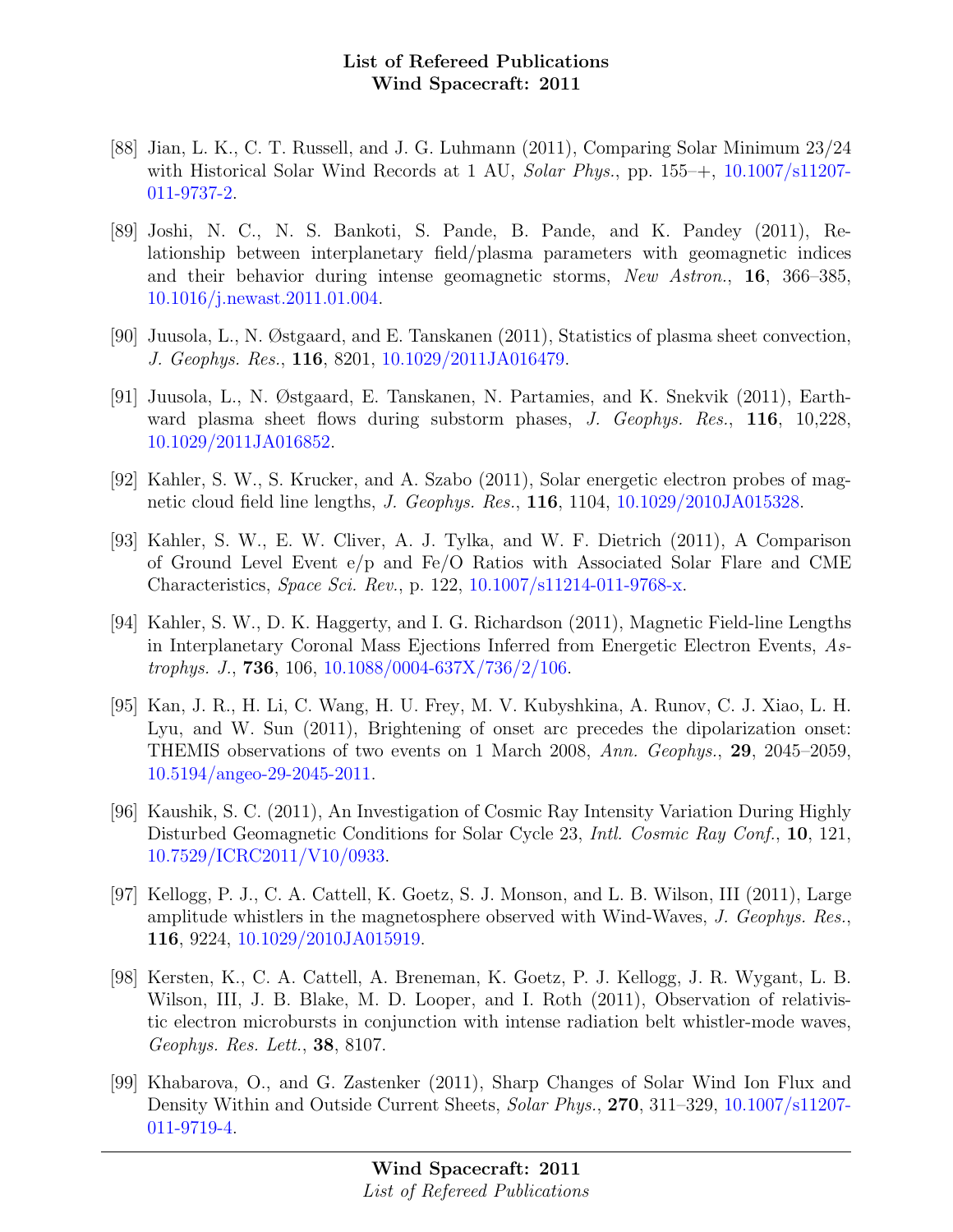[88] Jian, L. K., C. T. Russell, and J. G. Luhmann (2011), Comparing Solar Minimum 23/24 with Historical Solar Wind Records at 1 AU, *Solar Phys.*, pp. 155–+, 10.1007/s11207-011-9737-2.

[89] Joshi, N. C., N. S. Bankoti, S. Pande, B. Pande, and K. Pandey (2011), Relationship between interplanetary field/plasma parameters with geomagnetic indices and their behavior during intense geomagnetic storms, *New Astron.*, **16**, 366–385, 10.1016/j.newast.2011.01.004.

[90] Juusola, L., N. Østgaard, and E. Tanskanen (2011), Statistics of plasma sheet convection, *J. Geophys. Res.*, **116**, 8201, 10.1029/2011JA016479.

[91] Juusola, L., N. Østgaard, E. Tanskanen, N. Partamies, and K. Snekvik (2011), Earthward plasma sheet flows during substorm phases, *J. Geophys. Res.*, **116**, 10,228, 10.1029/2011JA016852.

[92] Kahler, S. W., S. Krucker, and A. Szabo (2011), Solar energetic electron probes of magnetic cloud field line lengths, *J. Geophys. Res.*, **116**, 1104, 10.1029/2010JA015328.

[93] Kahler, S. W., E. W. Cliver, A. J. Tylka, and W. F. Dietrich (2011), A Comparison of Ground Level Event e/p and Fe/O Ratios with Associated Solar Flare and CME Characteristics, *Space Sci. Rev.*, p. 122, 10.1007/s11214-011-9768-x.

[94] Kahler, S. W., D. K. Haggerty, and I. G. Richardson (2011), Magnetic Field-line Lengths in Interplanetary Coronal Mass Ejections Inferred from Energetic Electron Events, *Astrophys. J.*, **736**, 106, 10.1088/0004-637X/736/2/106.

[95] Kan, J. R., H. Li, C. Wang, H. U. Frey, M. V. Kubyshkina, A. Runov, C. J. Xiao, L. H. Lyu, and W. Sun (2011), Brightening of onset arc precedes the dipolarization onset: THEMIS observations of two events on 1 March 2008, *Ann. Geophys.*, **29**, 2045–2059, 10.5194/angeo-29-2045-2011.

[96] Kaushik, S. C. (2011), An Investigation of Cosmic Ray Intensity Variation During Highly Disturbed Geomagnetic Conditions for Solar Cycle 23, *Intl. Cosmic Ray Conf.*, **10**, 121, 10.7529/ICRC2011/V10/0933.

[97] Kellogg, P. J., C. A. Cattell, K. Goetz, S. J. Monson, and L. B. Wilson, III (2011), Large amplitude whistlers in the magnetosphere observed with Wind-Waves, *J. Geophys. Res.*, **116**, 9224, 10.1029/2010JA015919.

[98] Kersten, K., C. A. Cattell, A. Breneman, K. Goetz, P. J. Kellogg, J. R. Wygant, L. B. Wilson, III, J. B. Blake, M. D. Looper, and I. Roth (2011), Observation of relativistic electron microbursts in conjunction with intense radiation belt whistler-mode waves, *Geophys. Res. Lett.*, **38**, 8107.

[99] Khabarova, O., and G. Zastenker (2011), Sharp Changes of Solar Wind Ion Flux and Density Within and Outside Current Sheets, *Solar Phys.*, **270**, 311–329, 10.1007/s11207-011-9719-4.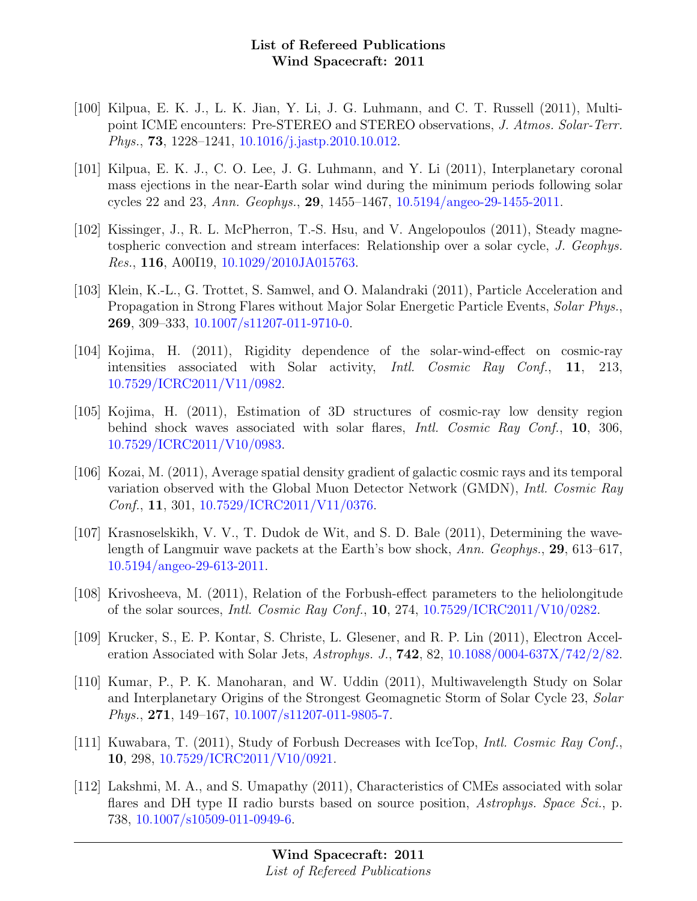[100] Kilpua, E. K. J., L. K. Jian, Y. Li, J. G. Luhmann, and C. T. Russell (2011), Multipoint ICME encounters: Pre-STEREO and STEREO observations, *J. Atmos. Solar-Terr. Phys.*, **73**, 1228–1241, 10.1016/j.jastp.2010.10.012.

[101] Kilpua, E. K. J., C. O. Lee, J. G. Luhmann, and Y. Li (2011), Interplanetary coronal mass ejections in the near-Earth solar wind during the minimum periods following solar cycles 22 and 23, *Ann. Geophys.*, **29**, 1455–1467, 10.5194/angeo-29-1455-2011.

[102] Kissinger, J., R. L. McPherron, T.-S. Hsu, and V. Angelopoulos (2011), Steady magnetospheric convection and stream interfaces: Relationship over a solar cycle, *J. Geophys. Res.*, **116**, A00I19, 10.1029/2010JA015763.

[103] Klein, K.-L., G. Trottet, S. Samwel, and O. Malandraki (2011), Particle Acceleration and Propagation in Strong Flares without Major Solar Energetic Particle Events, *Solar Phys.*, **269**, 309–333, 10.1007/s11207-011-9710-0.

[104] Kojima, H. (2011), Rigidity dependence of the solar-wind-effect on cosmic-ray intensities associated with Solar activity, *Intl. Cosmic Ray Conf.*, **11**, 213, 10.7529/ICRC2011/V11/0982.

[105] Kojima, H. (2011), Estimation of 3D structures of cosmic-ray low density region behind shock waves associated with solar flares, *Intl. Cosmic Ray Conf.*, **10**, 306, 10.7529/ICRC2011/V10/0983.

[106] Kozai, M. (2011), Average spatial density gradient of galactic cosmic rays and its temporal variation observed with the Global Muon Detector Network (GMDN), *Intl. Cosmic Ray Conf.*, **11**, 301, 10.7529/ICRC2011/V11/0376.

[107] Krasnoselskikh, V. V., T. Dudok de Wit, and S. D. Bale (2011), Determining the wavelength of Langmuir wave packets at the Earth's bow shock, *Ann. Geophys.*, **29**, 613–617, 10.5194/angeo-29-613-2011.

[108] Krivosheeva, M. (2011), Relation of the Forbush-effect parameters to the heliolongitude of the solar sources, *Intl. Cosmic Ray Conf.*, **10**, 274, 10.7529/ICRC2011/V10/0282.

[109] Krucker, S., E. P. Kontar, S. Christe, L. Glesener, and R. P. Lin (2011), Electron Acceleration Associated with Solar Jets, *Astrophys. J.*, **742**, 82, 10.1088/0004-637X/742/2/82.

[110] Kumar, P., P. K. Manoharan, and W. Uddin (2011), Multiwavelength Study on Solar and Interplanetary Origins of the Strongest Geomagnetic Storm of Solar Cycle 23, *Solar Phys.*, **271**, 149–167, 10.1007/s11207-011-9805-7.

[111] Kuwabara, T. (2011), Study of Forbush Decreases with IceTop, *Intl. Cosmic Ray Conf.*, **10**, 298, 10.7529/ICRC2011/V10/0921.

[112] Lakshmi, M. A., and S. Umapathy (2011), Characteristics of CMEs associated with solar flares and DH type II radio bursts based on source position, *Astrophys. Space Sci.*, p. 738, 10.1007/s10509-011-0949-6.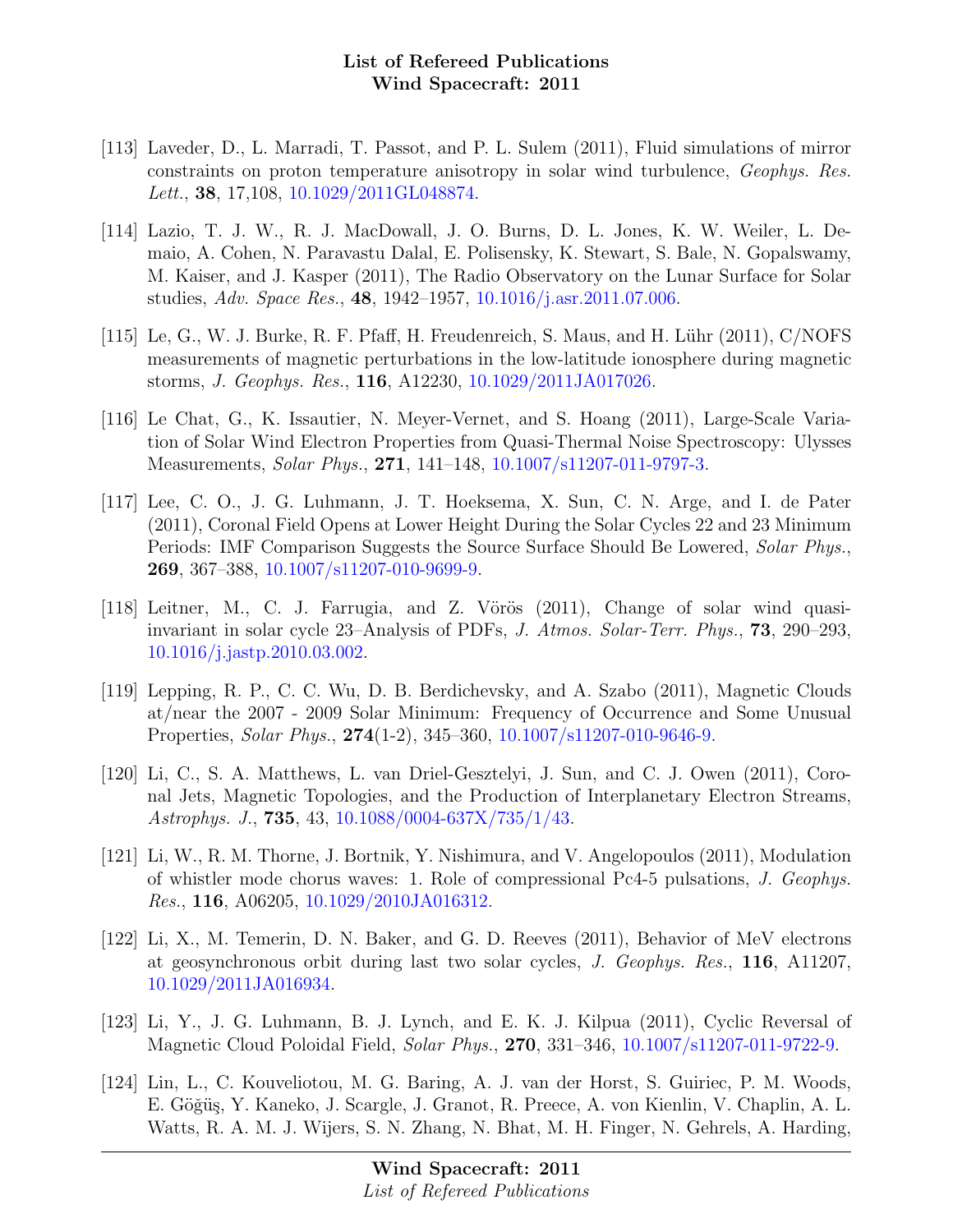[113] Laveder, D., L. Marradi, T. Passot, and P. L. Sulem (2011), Fluid simulations of mirror constraints on proton temperature anisotropy in solar wind turbulence, *Geophys. Res. Lett.*, **38**, 17,108, 10.1029/2011GL048874.

[114] Lazio, T. J. W., R. J. MacDowall, J. O. Burns, D. L. Jones, K. W. Weiler, L. Demaio, A. Cohen, N. Paravastu Dalal, E. Polisensky, K. Stewart, S. Bale, N. Gopalswamy, M. Kaiser, and J. Kasper (2011), The Radio Observatory on the Lunar Surface for Solar studies, *Adv. Space Res.*, **48**, 1942–1957, 10.1016/j.asr.2011.07.006.

[115] Le, G., W. J. Burke, R. F. Pfaff, H. Freudenreich, S. Maus, and H. Lühr (2011), C/NOFS measurements of magnetic perturbations in the low-latitude ionosphere during magnetic storms, *J. Geophys. Res.*, **116**, A12230, 10.1029/2011JA017026.

[116] Le Chat, G., K. Issautier, N. Meyer-Vernet, and S. Hoang (2011), Large-Scale Variation of Solar Wind Electron Properties from Quasi-Thermal Noise Spectroscopy: Ulysses Measurements, *Solar Phys.*, **271**, 141–148, 10.1007/s11207-011-9797-3.

[117] Lee, C. O., J. G. Luhmann, J. T. Hoeksema, X. Sun, C. N. Arge, and I. de Pater (2011), Coronal Field Opens at Lower Height During the Solar Cycles 22 and 23 Minimum Periods: IMF Comparison Suggests the Source Surface Should Be Lowered, *Solar Phys.*, **269**, 367–388, 10.1007/s11207-010-9699-9.

[118] Leitner, M., C. J. Farrugia, and Z. Vörös (2011), Change of solar wind quasi-invariant in solar cycle 23–Analysis of PDFs, *J. Atmos. Solar-Terr. Phys.*, **73**, 290–293, 10.1016/j.jastp.2010.03.002.

[119] Lepping, R. P., C. C. Wu, D. B. Berdichevsky, and A. Szabo (2011), Magnetic Clouds at/near the 2007 - 2009 Solar Minimum: Frequency of Occurrence and Some Unusual Properties, *Solar Phys.*, **274**(1-2), 345–360, 10.1007/s11207-010-9646-9.

[120] Li, C., S. A. Matthews, L. van Driel-Gesztelyi, J. Sun, and C. J. Owen (2011), Coronal Jets, Magnetic Topologies, and the Production of Interplanetary Electron Streams, *Astrophys. J.*, **735**, 43, 10.1088/0004-637X/735/1/43.

[121] Li, W., R. M. Thorne, J. Bortnik, Y. Nishimura, and V. Angelopoulos (2011), Modulation of whistler mode chorus waves: 1. Role of compressional Pc4-5 pulsations, *J. Geophys. Res.*, **116**, A06205, 10.1029/2010JA016312.

[122] Li, X., M. Temerin, D. N. Baker, and G. D. Reeves (2011), Behavior of MeV electrons at geosynchronous orbit during last two solar cycles, *J. Geophys. Res.*, **116**, A11207, 10.1029/2011JA016934.

[123] Li, Y., J. G. Luhmann, B. J. Lynch, and E. K. J. Kilpua (2011), Cyclic Reversal of Magnetic Cloud Poloidal Field, *Solar Phys.*, **270**, 331–346, 10.1007/s11207-011-9722-9.

[124] Lin, L., C. Kouveliotou, M. G. Baring, A. J. van der Horst, S. Guiriec, P. M. Woods, E. Göğüş, Y. Kaneko, J. Scargle, J. Granot, R. Preece, A. von Kienlin, V. Chaplin, A. L. Watts, R. A. M. J. Wijers, S. N. Zhang, N. Bhat, M. H. Finger, N. Gehrels, A. Harding,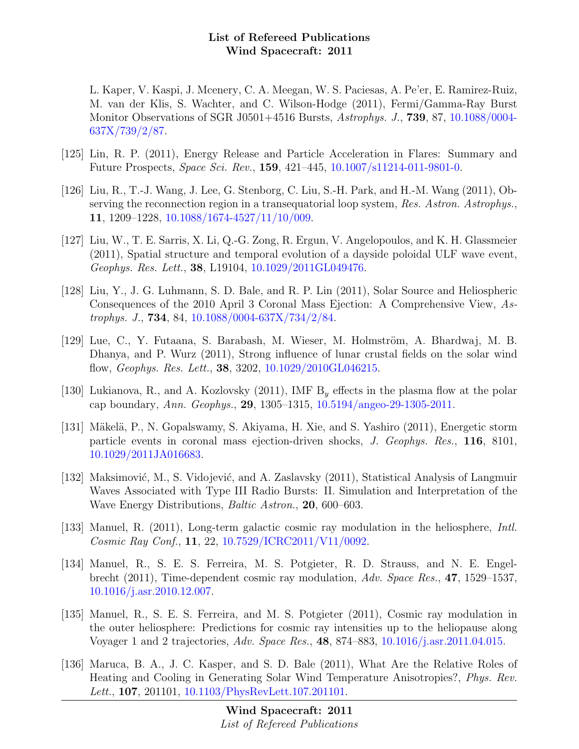L. Kaper, V. Kaspi, J. Mcenery, C. A. Meegan, W. S. Paciesas, A. Pe'er, E. Ramirez-Ruiz, M. van der Klis, S. Wachter, and C. Wilson-Hodge (2011), Fermi/Gamma-Ray Burst Monitor Observations of SGR J0501+4516 Bursts, *Astrophys. J.*, **739**, 87, 10.1088/0004-637X/739/2/87.

[125] Lin, R. P. (2011), Energy Release and Particle Acceleration in Flares: Summary and Future Prospects, *Space Sci. Rev.*, **159**, 421–445, 10.1007/s11214-011-9801-0.

[126] Liu, R., T.-J. Wang, J. Lee, G. Stenborg, C. Liu, S.-H. Park, and H.-M. Wang (2011), Observing the reconnection region in a transequatorial loop system, *Res. Astron. Astrophys.*, **11**, 1209–1228, 10.1088/1674-4527/11/10/009.

[127] Liu, W., T. E. Sarris, X. Li, Q.-G. Zong, R. Ergun, V. Angelopoulos, and K. H. Glassmeier (2011), Spatial structure and temporal evolution of a dayside poloidal ULF wave event, *Geophys. Res. Lett.*, **38**, L19104, 10.1029/2011GL049476.

[128] Liu, Y., J. G. Luhmann, S. D. Bale, and R. P. Lin (2011), Solar Source and Heliospheric Consequences of the 2010 April 3 Coronal Mass Ejection: A Comprehensive View, *Astrophys. J.*, **734**, 84, 10.1088/0004-637X/734/2/84.

[129] Lue, C., Y. Futaana, S. Barabash, M. Wieser, M. Holmström, A. Bhardwaj, M. B. Dhanya, and P. Wurz (2011), Strong influence of lunar crustal fields on the solar wind flow, *Geophys. Res. Lett.*, **38**, 3202, 10.1029/2010GL046215.

[130] Lukianova, R., and A. Kozlovsky (2011), IMF $B_y$ effects in the plasma flow at the polar cap boundary, *Ann. Geophys.*, **29**, 1305–1315, 10.5194/angeo-29-1305-2011.

[131] Mäkelä, P., N. Gopalswamy, S. Akiyama, H. Xie, and S. Yashiro (2011), Energetic storm particle events in coronal mass ejection-driven shocks, *J. Geophys. Res.*, **116**, 8101, 10.1029/2011JA016683.

[132] Maksimović, M., S. Vidojević, and A. Zaslavsky (2011), Statistical Analysis of Langmuir Waves Associated with Type III Radio Bursts: II. Simulation and Interpretation of the Wave Energy Distributions, *Baltic Astron.*, **20**, 600–603.

[133] Manuel, R. (2011), Long-term galactic cosmic ray modulation in the heliosphere, *Intl. Cosmic Ray Conf.*, **11**, 22, 10.7529/ICRC2011/V11/0092.

[134] Manuel, R., S. E. S. Ferreira, M. S. Potgieter, R. D. Strauss, and N. E. Engelbrecht (2011), Time-dependent cosmic ray modulation, *Adv. Space Res.*, **47**, 1529–1537, 10.1016/j.asr.2010.12.007.

[135] Manuel, R., S. E. S. Ferreira, and M. S. Potgieter (2011), Cosmic ray modulation in the outer heliosphere: Predictions for cosmic ray intensities up to the heliopause along Voyager 1 and 2 trajectories, *Adv. Space Res.*, **48**, 874–883, 10.1016/j.asr.2011.04.015.

[136] Maruca, B. A., J. C. Kasper, and S. D. Bale (2011), What Are the Relative Roles of Heating and Cooling in Generating Solar Wind Temperature Anisotropies?, *Phys. Rev. Lett.*, **107**, 201101, 10.1103/PhysRevLett.107.201101.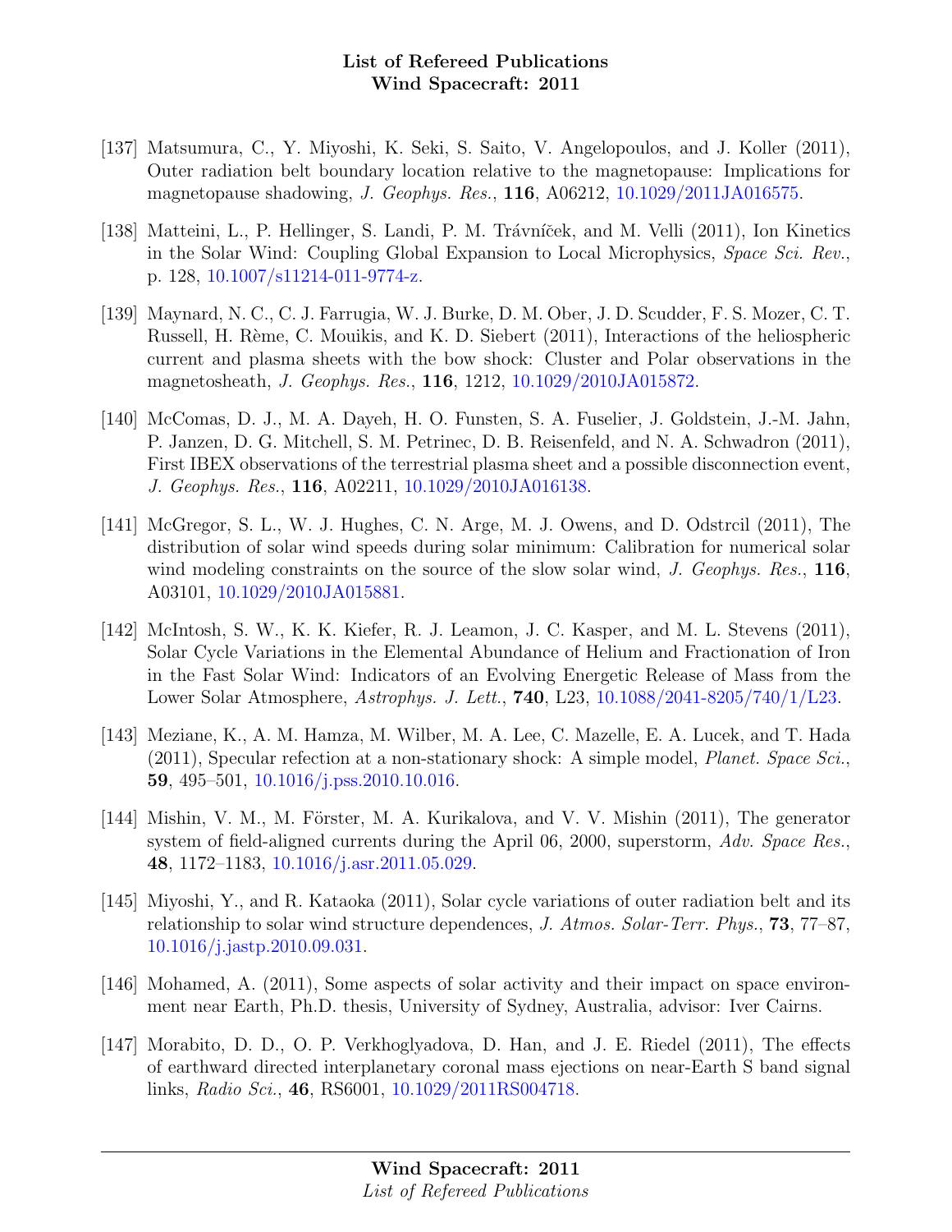[137] Matsumura, C., Y. Miyoshi, K. Seki, S. Saito, V. Angelopoulos, and J. Koller (2011), Outer radiation belt boundary location relative to the magnetopause: Implications for magnetopause shadowing, *J. Geophys. Res.*, **116**, A06212, 10.1029/2011JA016575.

[138] Matteini, L., P. Hellinger, S. Landi, P. M. Trávníček, and M. Velli (2011), Ion Kinetics in the Solar Wind: Coupling Global Expansion to Local Microphysics, *Space Sci. Rev.*, p. 128, 10.1007/s11214-011-9774-z.

[139] Maynard, N. C., C. J. Farrugia, W. J. Burke, D. M. Ober, J. D. Scudder, F. S. Mozer, C. T. Russell, H. Rème, C. Mouikis, and K. D. Siebert (2011), Interactions of the heliospheric current and plasma sheets with the bow shock: Cluster and Polar observations in the magnetosheath, *J. Geophys. Res.*, **116**, 1212, 10.1029/2010JA015872.

[140] McComas, D. J., M. A. Dayeh, H. O. Funsten, S. A. Fuselier, J. Goldstein, J.-M. Jahn, P. Janzen, D. G. Mitchell, S. M. Petrinec, D. B. Reisenfeld, and N. A. Schwadron (2011), First IBEX observations of the terrestrial plasma sheet and a possible disconnection event, *J. Geophys. Res.*, **116**, A02211, 10.1029/2010JA016138.

[141] McGregor, S. L., W. J. Hughes, C. N. Arge, M. J. Owens, and D. Odstrcil (2011), The distribution of solar wind speeds during solar minimum: Calibration for numerical solar wind modeling constraints on the source of the slow solar wind, *J. Geophys. Res.*, **116**, A03101, 10.1029/2010JA015881.

[142] McIntosh, S. W., K. K. Kiefer, R. J. Leamon, J. C. Kasper, and M. L. Stevens (2011), Solar Cycle Variations in the Elemental Abundance of Helium and Fractionation of Iron in the Fast Solar Wind: Indicators of an Evolving Energetic Release of Mass from the Lower Solar Atmosphere, *Astrophys. J. Lett.*, **740**, L23, 10.1088/2041-8205/740/1/L23.

[143] Meziane, K., A. M. Hamza, M. Wilber, M. A. Lee, C. Mazelle, E. A. Lucek, and T. Hada (2011), Specular refection at a non-stationary shock: A simple model, *Planet. Space Sci.*, **59**, 495–501, 10.1016/j.pss.2010.10.016.

[144] Mishin, V. M., M. Förster, M. A. Kurikalova, and V. V. Mishin (2011), The generator system of field-aligned currents during the April 06, 2000, superstorm, *Adv. Space Res.*, **48**, 1172–1183, 10.1016/j.asr.2011.05.029.

[145] Miyoshi, Y., and R. Kataoka (2011), Solar cycle variations of outer radiation belt and its relationship to solar wind structure dependences, *J. Atmos. Solar-Terr. Phys.*, **73**, 77–87, 10.1016/j.jastp.2010.09.031.

[146] Mohamed, A. (2011), Some aspects of solar activity and their impact on space environment near Earth, Ph.D. thesis, University of Sydney, Australia, advisor: Iver Cairns.

[147] Morabito, D. D., O. P. Verkhoglyadova, D. Han, and J. E. Riedel (2011), The effects of earthward directed interplanetary coronal mass ejections on near-Earth S band signal links, *Radio Sci.*, **46**, RS6001, 10.1029/2011RS004718.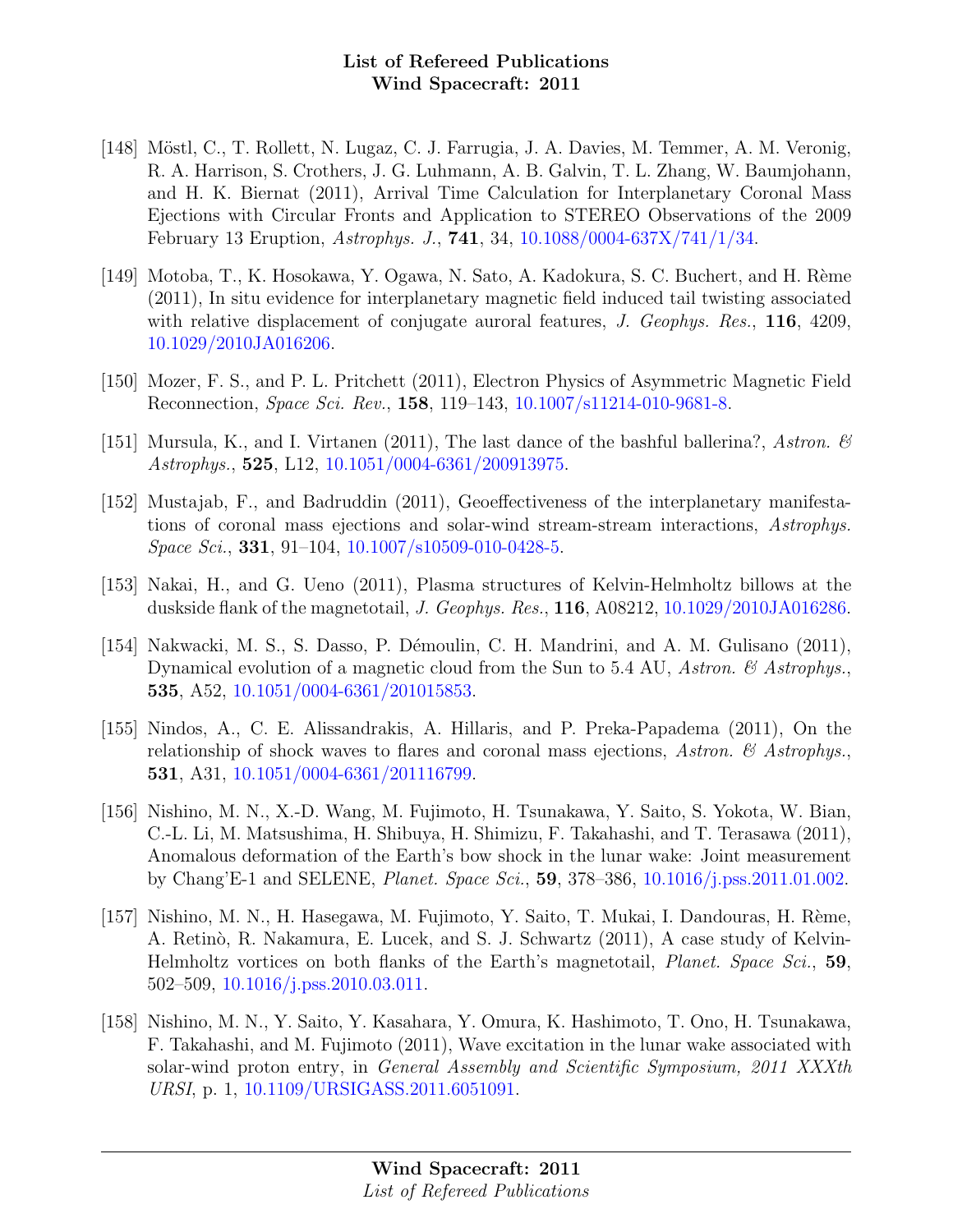[148] Möstl, C., T. Rollett, N. Lugaz, C. J. Farrugia, J. A. Davies, M. Temmer, A. M. Veronig, R. A. Harrison, S. Crothers, J. G. Luhmann, A. B. Galvin, T. L. Zhang, W. Baumjohann, and H. K. Biernat (2011), Arrival Time Calculation for Interplanetary Coronal Mass Ejections with Circular Fronts and Application to STEREO Observations of the 2009 February 13 Eruption, *Astrophys. J.*, **741**, 34, 10.1088/0004-637X/741/1/34.

[149] Motoba, T., K. Hosokawa, Y. Ogawa, N. Sato, A. Kadokura, S. C. Buchert, and H. Rème (2011), In situ evidence for interplanetary magnetic field induced tail twisting associated with relative displacement of conjugate auroral features, *J. Geophys. Res.*, **116**, 4209, 10.1029/2010JA016206.

[150] Mozer, F. S., and P. L. Pritchett (2011), Electron Physics of Asymmetric Magnetic Field Reconnection, *Space Sci. Rev.*, **158**, 119–143, 10.1007/s11214-010-9681-8.

[151] Mursula, K., and I. Virtanen (2011), The last dance of the bashful ballerina?, *Astron. & Astrophys.*, **525**, L12, 10.1051/0004-6361/200913975.

[152] Mustajab, F., and Badruddin (2011), Geoeffectiveness of the interplanetary manifestations of coronal mass ejections and solar-wind stream-stream interactions, *Astrophys. Space Sci.*, **331**, 91–104, 10.1007/s10509-010-0428-5.

[153] Nakai, H., and G. Ueno (2011), Plasma structures of Kelvin-Helmholtz billows at the duskside flank of the magnetotail, *J. Geophys. Res.*, **116**, A08212, 10.1029/2010JA016286.

[154] Nakwacki, M. S., S. Dasso, P. Démoulin, C. H. Mandrini, and A. M. Gulisano (2011), Dynamical evolution of a magnetic cloud from the Sun to 5.4 AU, *Astron. & Astrophys.*, **535**, A52, 10.1051/0004-6361/201015853.

[155] Nindos, A., C. E. Alissandrakis, A. Hillaris, and P. Preka-Papadema (2011), On the relationship of shock waves to flares and coronal mass ejections, *Astron. & Astrophys.*, **531**, A31, 10.1051/0004-6361/201116799.

[156] Nishino, M. N., X.-D. Wang, M. Fujimoto, H. Tsunakawa, Y. Saito, S. Yokota, W. Bian, C.-L. Li, M. Matsushima, H. Shibuya, H. Shimizu, F. Takahashi, and T. Terasawa (2011), Anomalous deformation of the Earth's bow shock in the lunar wake: Joint measurement by Chang'E-1 and SELENE, *Planet. Space Sci.*, **59**, 378–386, 10.1016/j.pss.2011.01.002.

[157] Nishino, M. N., H. Hasegawa, M. Fujimoto, Y. Saito, T. Mukai, I. Dandouras, H. Rème, A. Retinò, R. Nakamura, E. Lucek, and S. J. Schwartz (2011), A case study of Kelvin-Helmholtz vortices on both flanks of the Earth's magnetotail, *Planet. Space Sci.*, **59**, 502–509, 10.1016/j.pss.2010.03.011.

[158] Nishino, M. N., Y. Saito, Y. Kasahara, Y. Omura, K. Hashimoto, T. Ono, H. Tsunakawa, F. Takahashi, and M. Fujimoto (2011), Wave excitation in the lunar wake associated with solar-wind proton entry, in *General Assembly and Scientific Symposium, 2011 XXXth URSI*, p. 1, 10.1109/URSIGASS.2011.6051091.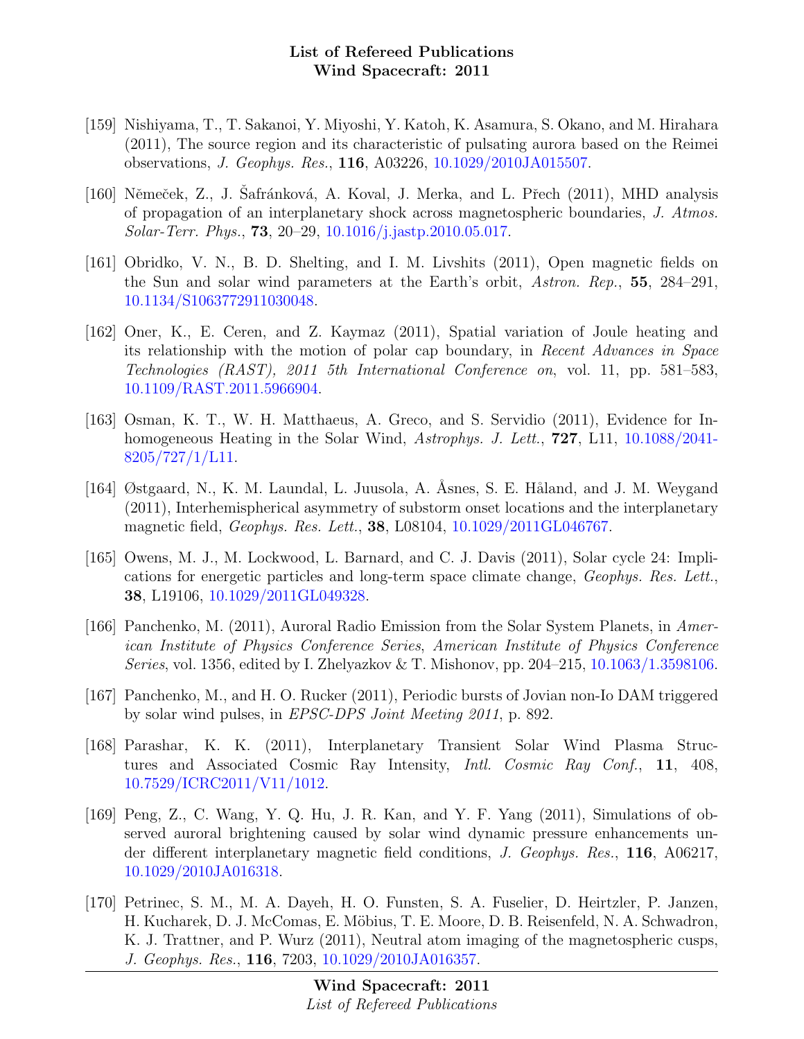[159] Nishiyama, T., T. Sakanoi, Y. Miyoshi, Y. Katoh, K. Asamura, S. Okano, and M. Hirahara (2011), The source region and its characteristic of pulsating aurora based on the Reimei observations, *J. Geophys. Res.*, **116**, A03226, 10.1029/2010JA015507.

[160] Němeček, Z., J. Šafránková, A. Koval, J. Merka, and L. Přech (2011), MHD analysis of propagation of an interplanetary shock across magnetospheric boundaries, *J. Atmos. Solar-Terr. Phys.*, **73**, 20–29, 10.1016/j.jastp.2010.05.017.

[161] Obridko, V. N., B. D. Shelting, and I. M. Livshits (2011), Open magnetic fields on the Sun and solar wind parameters at the Earth's orbit, *Astron. Rep.*, **55**, 284–291, 10.1134/S1063772911030048.

[162] Oner, K., E. Ceren, and Z. Kaymaz (2011), Spatial variation of Joule heating and its relationship with the motion of polar cap boundary, in *Recent Advances in Space Technologies (RAST), 2011 5th International Conference on*, vol. 11, pp. 581–583, 10.1109/RAST.2011.5966904.

[163] Osman, K. T., W. H. Matthaeus, A. Greco, and S. Servidio (2011), Evidence for Inhomogeneous Heating in the Solar Wind, *Astrophys. J. Lett.*, **727**, L11, 10.1088/2041-8205/727/1/L11.

[164] Østgaard, N., K. M. Laundal, L. Juusola, A. Åsnes, S. E. Håland, and J. M. Weygand (2011), Interhemispherical asymmetry of substorm onset locations and the interplanetary magnetic field, *Geophys. Res. Lett.*, **38**, L08104, 10.1029/2011GL046767.

[165] Owens, M. J., M. Lockwood, L. Barnard, and C. J. Davis (2011), Solar cycle 24: Implications for energetic particles and long-term space climate change, *Geophys. Res. Lett.*, **38**, L19106, 10.1029/2011GL049328.

[166] Panchenko, M. (2011), Auroral Radio Emission from the Solar System Planets, in *American Institute of Physics Conference Series*, *American Institute of Physics Conference Series*, vol. 1356, edited by I. Zhelyazkov & T. Mishonov, pp. 204–215, 10.1063/1.3598106.

[167] Panchenko, M., and H. O. Rucker (2011), Periodic bursts of Jovian non-Io DAM triggered by solar wind pulses, in *EPSC-DPS Joint Meeting 2011*, p. 892.

[168] Parashar, K. K. (2011), Interplanetary Transient Solar Wind Plasma Structures and Associated Cosmic Ray Intensity, *Intl. Cosmic Ray Conf.*, **11**, 408, 10.7529/ICRC2011/V11/1012.

[169] Peng, Z., C. Wang, Y. Q. Hu, J. R. Kan, and Y. F. Yang (2011), Simulations of observed auroral brightening caused by solar wind dynamic pressure enhancements under different interplanetary magnetic field conditions, *J. Geophys. Res.*, **116**, A06217, 10.1029/2010JA016318.

[170] Petrinec, S. M., M. A. Dayeh, H. O. Funsten, S. A. Fuselier, D. Heirtzler, P. Janzen, H. Kucharek, D. J. McComas, E. Möbius, T. E. Moore, D. B. Reisenfeld, N. A. Schwadron, K. J. Trattner, and P. Wurz (2011), Neutral atom imaging of the magnetospheric cusps, *J. Geophys. Res.*, **116**, 7203, 10.1029/2010JA016357.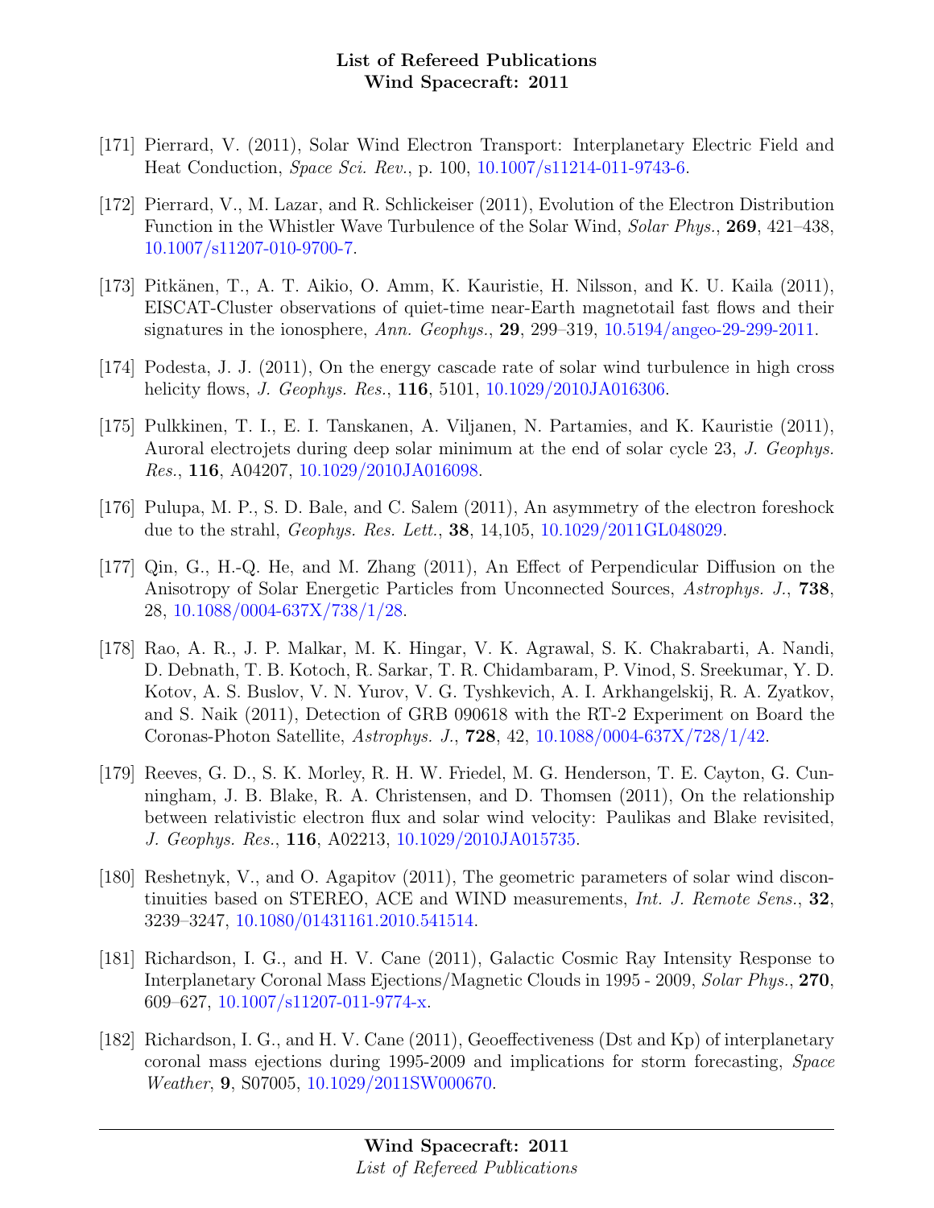[171] Pierrard, V. (2011), Solar Wind Electron Transport: Interplanetary Electric Field and Heat Conduction, *Space Sci. Rev.*, p. 100, 10.1007/s11214-011-9743-6.

[172] Pierrard, V., M. Lazar, and R. Schlickeiser (2011), Evolution of the Electron Distribution Function in the Whistler Wave Turbulence of the Solar Wind, *Solar Phys.*, **269**, 421–438, 10.1007/s11207-010-9700-7.

[173] Pitkänen, T., A. T. Aikio, O. Amm, K. Kauristie, H. Nilsson, and K. U. Kaila (2011), EISCAT-Cluster observations of quiet-time near-Earth magnetotail fast flows and their signatures in the ionosphere, *Ann. Geophys.*, **29**, 299–319, 10.5194/angeo-29-299-2011.

[174] Podesta, J. J. (2011), On the energy cascade rate of solar wind turbulence in high cross helicity flows, *J. Geophys. Res.*, **116**, 5101, 10.1029/2010JA016306.

[175] Pulkkinen, T. I., E. I. Tanskanen, A. Viljanen, N. Partamies, and K. Kauristie (2011), Auroral electrojets during deep solar minimum at the end of solar cycle 23, *J. Geophys. Res.*, **116**, A04207, 10.1029/2010JA016098.

[176] Pulupa, M. P., S. D. Bale, and C. Salem (2011), An asymmetry of the electron foreshock due to the strahl, *Geophys. Res. Lett.*, **38**, 14,105, 10.1029/2011GL048029.

[177] Qin, G., H.-Q. He, and M. Zhang (2011), An Effect of Perpendicular Diffusion on the Anisotropy of Solar Energetic Particles from Unconnected Sources, *Astrophys. J.*, **738**, 28, 10.1088/0004-637X/738/1/28.

[178] Rao, A. R., J. P. Malkar, M. K. Hingar, V. K. Agrawal, S. K. Chakrabarti, A. Nandi, D. Debnath, T. B. Kotoch, R. Sarkar, T. R. Chidambaram, P. Vinod, S. Sreekumar, Y. D. Kotov, A. S. Buslov, V. N. Yurov, V. G. Tyshkevich, A. I. Arkhangelskij, R. A. Zyatkov, and S. Naik (2011), Detection of GRB 090618 with the RT-2 Experiment on Board the Coronas-Photon Satellite, *Astrophys. J.*, **728**, 42, 10.1088/0004-637X/728/1/42.

[179] Reeves, G. D., S. K. Morley, R. H. W. Friedel, M. G. Henderson, T. E. Cayton, G. Cunningham, J. B. Blake, R. A. Christensen, and D. Thomsen (2011), On the relationship between relativistic electron flux and solar wind velocity: Paulikas and Blake revisited, *J. Geophys. Res.*, **116**, A02213, 10.1029/2010JA015735.

[180] Reshetnyk, V., and O. Agapitov (2011), The geometric parameters of solar wind discontinuities based on STEREO, ACE and WIND measurements, *Int. J. Remote Sens.*, **32**, 3239–3247, 10.1080/01431161.2010.541514.

[181] Richardson, I. G., and H. V. Cane (2011), Galactic Cosmic Ray Intensity Response to Interplanetary Coronal Mass Ejections/Magnetic Clouds in 1995 - 2009, *Solar Phys.*, **270**, 609–627, 10.1007/s11207-011-9774-x.

[182] Richardson, I. G., and H. V. Cane (2011), Geoeffectiveness (Dst and Kp) of interplanetary coronal mass ejections during 1995-2009 and implications for storm forecasting, *Space Weather*, **9**, S07005, 10.1029/2011SW000670.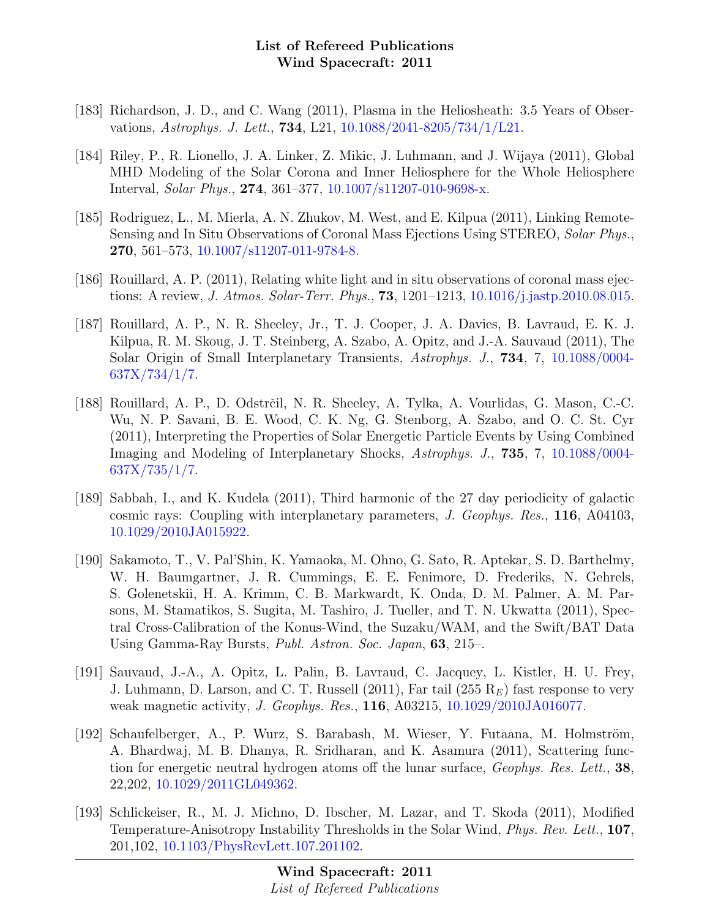[183] Richardson, J. D., and C. Wang (2011), Plasma in the Heliosheath: 3.5 Years of Observations, *Astrophys. J. Lett.*, **734**, L21, 10.1088/2041-8205/734/1/L21.

[184] Riley, P., R. Lionello, J. A. Linker, Z. Mikic, J. Luhmann, and J. Wijaya (2011), Global MHD Modeling of the Solar Corona and Inner Heliosphere for the Whole Heliosphere Interval, *Solar Phys.*, **274**, 361–377, 10.1007/s11207-010-9698-x.

[185] Rodriguez, L., M. Mierla, A. N. Zhukov, M. West, and E. Kilpua (2011), Linking Remote-Sensing and In Situ Observations of Coronal Mass Ejections Using STEREO, *Solar Phys.*, **270**, 561–573, 10.1007/s11207-011-9784-8.

[186] Rouillard, A. P. (2011), Relating white light and in situ observations of coronal mass ejections: A review, *J. Atmos. Solar-Terr. Phys.*, **73**, 1201–1213, 10.1016/j.jastp.2010.08.015.

[187] Rouillard, A. P., N. R. Sheeley, Jr., T. J. Cooper, J. A. Davies, B. Lavraud, E. K. J. Kilpua, R. M. Skoug, J. T. Steinberg, A. Szabo, A. Opitz, and J.-A. Sauvaud (2011), The Solar Origin of Small Interplanetary Transients, *Astrophys. J.*, **734**, 7, 10.1088/0004-637X/734/1/7.

[188] Rouillard, A. P., D. Odstrčil, N. R. Sheeley, A. Tylka, A. Vourlidas, G. Mason, C.-C. Wu, N. P. Savani, B. E. Wood, C. K. Ng, G. Stenborg, A. Szabo, and O. C. St. Cyr (2011), Interpreting the Properties of Solar Energetic Particle Events by Using Combined Imaging and Modeling of Interplanetary Shocks, *Astrophys. J.*, **735**, 7, 10.1088/0004-637X/735/1/7.

[189] Sabbah, I., and K. Kudela (2011), Third harmonic of the 27 day periodicity of galactic cosmic rays: Coupling with interplanetary parameters, *J. Geophys. Res.*, **116**, A04103, 10.1029/2010JA015922.

[190] Sakamoto, T., V. Pal'Shin, K. Yamaoka, M. Ohno, G. Sato, R. Aptekar, S. D. Barthelmy, W. H. Baumgartner, J. R. Cummings, E. E. Fenimore, D. Frederiks, N. Gehrels, S. Golenetskii, H. A. Krimm, C. B. Markwardt, K. Onda, D. M. Palmer, A. M. Parsons, M. Stamatikos, S. Sugita, M. Tashiro, J. Tueller, and T. N. Ukwatta (2011), Spectral Cross-Calibration of the Konus-Wind, the Suzaku/WAM, and the Swift/BAT Data Using Gamma-Ray Bursts, *Publ. Astron. Soc. Japan*, **63**, 215–.

[191] Sauvaud, J.-A., A. Opitz, L. Palin, B. Lavraud, C. Jacquey, L. Kistler, H. U. Frey, J. Luhmann, D. Larson, and C. T. Russell (2011), Far tail (255 $R_E$) fast response to very weak magnetic activity, *J. Geophys. Res.*, **116**, A03215, 10.1029/2010JA016077.

[192] Schaufelberger, A., P. Wurz, S. Barabash, M. Wieser, Y. Futaana, M. Holmström, A. Bhardwaj, M. B. Dhanya, R. Sridharan, and K. Asamura (2011), Scattering function for energetic neutral hydrogen atoms off the lunar surface, *Geophys. Res. Lett.*, **38**, 22,202, 10.1029/2011GL049362.

[193] Schlickeiser, R., M. J. Michno, D. Ibscher, M. Lazar, and T. Skoda (2011), Modified Temperature-Anisotropy Instability Thresholds in the Solar Wind, *Phys. Rev. Lett.*, **107**, 201,102, 10.1103/PhysRevLett.107.201102.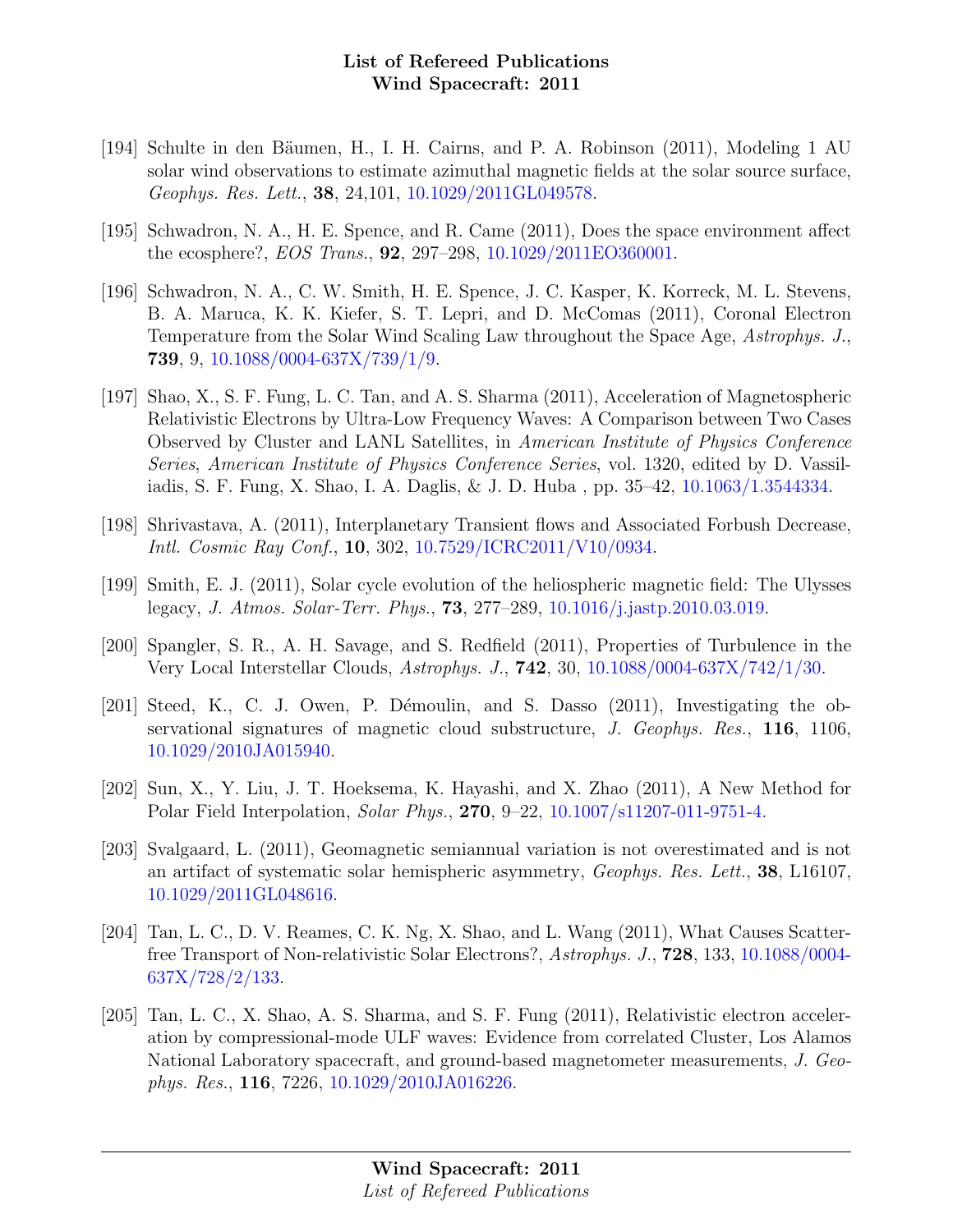[194] Schulte in den Bäumen, H., I. H. Cairns, and P. A. Robinson (2011), Modeling 1 AU solar wind observations to estimate azimuthal magnetic fields at the solar source surface, *Geophys. Res. Lett.*, **38**, 24,101, 10.1029/2011GL049578.

[195] Schwadron, N. A., H. E. Spence, and R. Came (2011), Does the space environment affect the ecosphere?, *EOS Trans.*, **92**, 297–298, 10.1029/2011EO360001.

[196] Schwadron, N. A., C. W. Smith, H. E. Spence, J. C. Kasper, K. Korreck, M. L. Stevens, B. A. Maruca, K. K. Kiefer, S. T. Lepri, and D. McComas (2011), Coronal Electron Temperature from the Solar Wind Scaling Law throughout the Space Age, *Astrophys. J.*, **739**, 9, 10.1088/0004-637X/739/1/9.

[197] Shao, X., S. F. Fung, L. C. Tan, and A. S. Sharma (2011), Acceleration of Magnetospheric Relativistic Electrons by Ultra-Low Frequency Waves: A Comparison between Two Cases Observed by Cluster and LANL Satellites, in *American Institute of Physics Conference Series*, *American Institute of Physics Conference Series*, vol. 1320, edited by D. Vassiliadis, S. F. Fung, X. Shao, I. A. Daglis, & J. D. Huba , pp. 35–42, 10.1063/1.3544334.

[198] Shrivastava, A. (2011), Interplanetary Transient flows and Associated Forbush Decrease, *Intl. Cosmic Ray Conf.*, **10**, 302, 10.7529/ICRC2011/V10/0934.

[199] Smith, E. J. (2011), Solar cycle evolution of the heliospheric magnetic field: The Ulysses legacy, *J. Atmos. Solar-Terr. Phys.*, **73**, 277–289, 10.1016/j.jastp.2010.03.019.

[200] Spangler, S. R., A. H. Savage, and S. Redfield (2011), Properties of Turbulence in the Very Local Interstellar Clouds, *Astrophys. J.*, **742**, 30, 10.1088/0004-637X/742/1/30.

[201] Steed, K., C. J. Owen, P. Démoulin, and S. Dasso (2011), Investigating the observational signatures of magnetic cloud substructure, *J. Geophys. Res.*, **116**, 1106, 10.1029/2010JA015940.

[202] Sun, X., Y. Liu, J. T. Hoeksema, K. Hayashi, and X. Zhao (2011), A New Method for Polar Field Interpolation, *Solar Phys.*, **270**, 9–22, 10.1007/s11207-011-9751-4.

[203] Svalgaard, L. (2011), Geomagnetic semiannual variation is not overestimated and is not an artifact of systematic solar hemispheric asymmetry, *Geophys. Res. Lett.*, **38**, L16107, 10.1029/2011GL048616.

[204] Tan, L. C., D. V. Reames, C. K. Ng, X. Shao, and L. Wang (2011), What Causes Scatter-free Transport of Non-relativistic Solar Electrons?, *Astrophys. J.*, **728**, 133, 10.1088/0004-637X/728/2/133.

[205] Tan, L. C., X. Shao, A. S. Sharma, and S. F. Fung (2011), Relativistic electron acceleration by compressional-mode ULF waves: Evidence from correlated Cluster, Los Alamos National Laboratory spacecraft, and ground-based magnetometer measurements, *J. Geophys. Res.*, **116**, 7226, 10.1029/2010JA016226.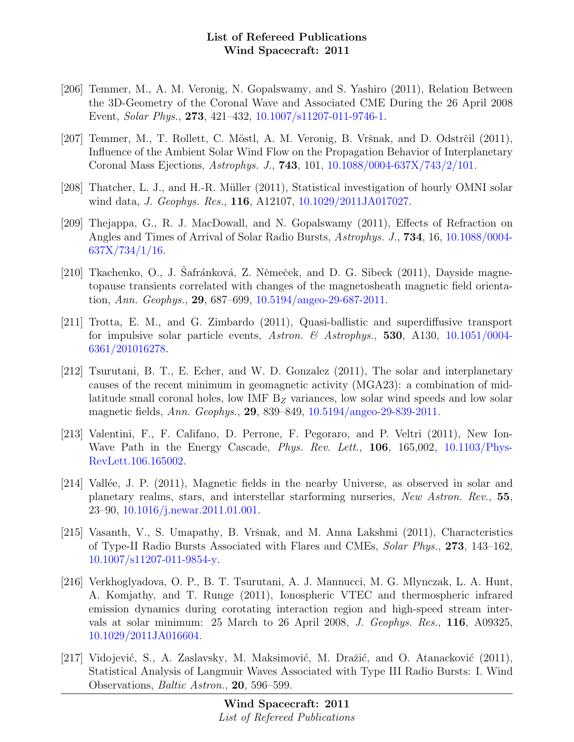[206] Temmer, M., A. M. Veronig, N. Gopalswamy, and S. Yashiro (2011), Relation Between the 3D-Geometry of the Coronal Wave and Associated CME During the 26 April 2008 Event, *Solar Phys.*, **273**, 421–432, 10.1007/s11207-011-9746-1.

[207] Temmer, M., T. Rollett, C. Möstl, A. M. Veronig, B. Vršnak, and D. Odstrčil (2011), Influence of the Ambient Solar Wind Flow on the Propagation Behavior of Interplanetary Coronal Mass Ejections, *Astrophys. J.*, **743**, 101, 10.1088/0004-637X/743/2/101.

[208] Thatcher, L. J., and H.-R. Müller (2011), Statistical investigation of hourly OMNI solar wind data, *J. Geophys. Res.*, **116**, A12107, 10.1029/2011JA017027.

[209] Thejappa, G., R. J. MacDowall, and N. Gopalswamy (2011), Effects of Refraction on Angles and Times of Arrival of Solar Radio Bursts, *Astrophys. J.*, **734**, 16, 10.1088/0004-637X/734/1/16.

[210] Tkachenko, O., J. Šafránková, Z. Němeček, and D. G. Sibeck (2011), Dayside magnetopause transients correlated with changes of the magnetosheath magnetic field orientation, *Ann. Geophys.*, **29**, 687–699, 10.5194/angeo-29-687-2011.

[211] Trotta, E. M., and G. Zimbardo (2011), Quasi-ballistic and superdiffusive transport for impulsive solar particle events, *Astron. & Astrophys.*, **530**, A130, 10.1051/0004-6361/201016278.

[212] Tsurutani, B. T., E. Echer, and W. D. Gonzalez (2011), The solar and interplanetary causes of the recent minimum in geomagnetic activity (MGA23): a combination of mid-latitude small coronal holes, low IMF $B_Z$ variances, low solar wind speeds and low solar magnetic fields, *Ann. Geophys.*, **29**, 839–849, 10.5194/angeo-29-839-2011.

[213] Valentini, F., F. Califano, D. Perrone, F. Pegoraro, and P. Veltri (2011), New Ion-Wave Path in the Energy Cascade, *Phys. Rev. Lett.*, **106**, 165,002, 10.1103/PhysRevLett.106.165002.

[214] Vallée, J. P. (2011), Magnetic fields in the nearby Universe, as observed in solar and planetary realms, stars, and interstellar starforming nurseries, *New Astron. Rev.*, **55**, 23–90, 10.1016/j.newar.2011.01.001.

[215] Vasanth, V., S. Umapathy, B. Vršnak, and M. Anna Lakshmi (2011), Characteristics of Type-II Radio Bursts Associated with Flares and CMEs, *Solar Phys.*, **273**, 143–162, 10.1007/s11207-011-9854-y.

[216] Verkhoglyadova, O. P., B. T. Tsurutani, A. J. Mannucci, M. G. Mlynczak, L. A. Hunt, A. Komjathy, and T. Runge (2011), Ionospheric VTEC and thermospheric infrared emission dynamics during corotating interaction region and high-speed stream intervals at solar minimum: 25 March to 26 April 2008, *J. Geophys. Res.*, **116**, A09325, 10.1029/2011JA016604.

[217] Vidojević, S., A. Zaslavsky, M. Maksimović, M. Dražić, and O. Atanacković (2011), Statistical Analysis of Langmuir Waves Associated with Type III Radio Bursts: I. Wind Observations, *Baltic Astron.*, **20**, 596–599.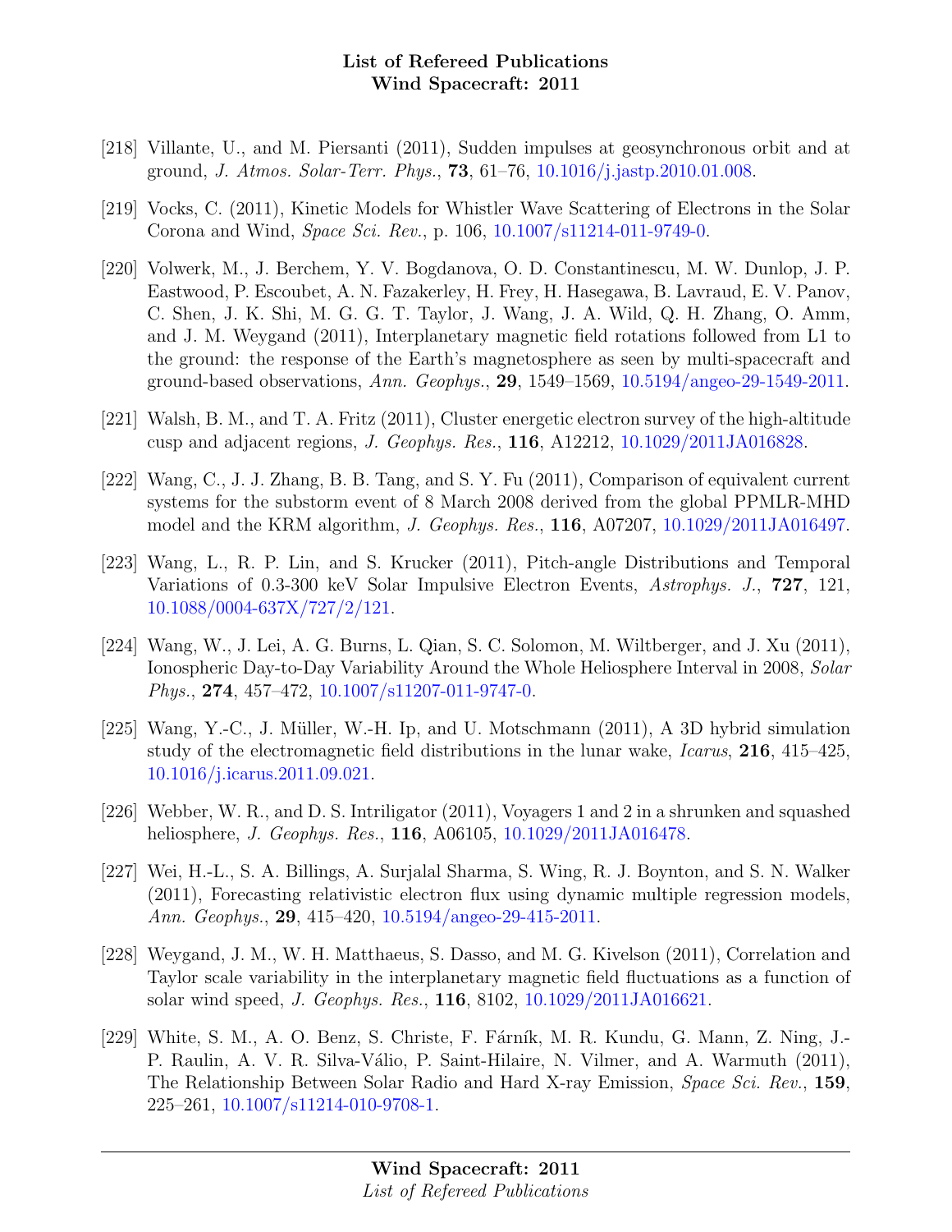[218] Villante, U., and M. Piersanti (2011), Sudden impulses at geosynchronous orbit and at ground, *J. Atmos. Solar-Terr. Phys.*, **73**, 61–76, 10.1016/j.jastp.2010.01.008.

[219] Vocks, C. (2011), Kinetic Models for Whistler Wave Scattering of Electrons in the Solar Corona and Wind, *Space Sci. Rev.*, p. 106, 10.1007/s11214-011-9749-0.

[220] Volwerk, M., J. Berchem, Y. V. Bogdanova, O. D. Constantinescu, M. W. Dunlop, J. P. Eastwood, P. Escoubet, A. N. Fazakerley, H. Frey, H. Hasegawa, B. Lavraud, E. V. Panov, C. Shen, J. K. Shi, M. G. G. T. Taylor, J. Wang, J. A. Wild, Q. H. Zhang, O. Amm, and J. M. Weygand (2011), Interplanetary magnetic field rotations followed from L1 to the ground: the response of the Earth's magnetosphere as seen by multi-spacecraft and ground-based observations, *Ann. Geophys.*, **29**, 1549–1569, 10.5194/angeo-29-1549-2011.

[221] Walsh, B. M., and T. A. Fritz (2011), Cluster energetic electron survey of the high-altitude cusp and adjacent regions, *J. Geophys. Res.*, **116**, A12212, 10.1029/2011JA016828.

[222] Wang, C., J. J. Zhang, B. B. Tang, and S. Y. Fu (2011), Comparison of equivalent current systems for the substorm event of 8 March 2008 derived from the global PPMLR-MHD model and the KRM algorithm, *J. Geophys. Res.*, **116**, A07207, 10.1029/2011JA016497.

[223] Wang, L., R. P. Lin, and S. Krucker (2011), Pitch-angle Distributions and Temporal Variations of 0.3-300 keV Solar Impulsive Electron Events, *Astrophys. J.*, **727**, 121, 10.1088/0004-637X/727/2/121.

[224] Wang, W., J. Lei, A. G. Burns, L. Qian, S. C. Solomon, M. Wiltberger, and J. Xu (2011), Ionospheric Day-to-Day Variability Around the Whole Heliosphere Interval in 2008, *Solar Phys.*, **274**, 457–472, 10.1007/s11207-011-9747-0.

[225] Wang, Y.-C., J. Müller, W.-H. Ip, and U. Motschmann (2011), A 3D hybrid simulation study of the electromagnetic field distributions in the lunar wake, *Icarus*, **216**, 415–425, 10.1016/j.icarus.2011.09.021.

[226] Webber, W. R., and D. S. Intriligator (2011), Voyagers 1 and 2 in a shrunken and squashed heliosphere, *J. Geophys. Res.*, **116**, A06105, 10.1029/2011JA016478.

[227] Wei, H.-L., S. A. Billings, A. Surjalal Sharma, S. Wing, R. J. Boynton, and S. N. Walker (2011), Forecasting relativistic electron flux using dynamic multiple regression models, *Ann. Geophys.*, **29**, 415–420, 10.5194/angeo-29-415-2011.

[228] Weygand, J. M., W. H. Matthaeus, S. Dasso, and M. G. Kivelson (2011), Correlation and Taylor scale variability in the interplanetary magnetic field fluctuations as a function of solar wind speed, *J. Geophys. Res.*, **116**, 8102, 10.1029/2011JA016621.

[229] White, S. M., A. O. Benz, S. Christe, F. Fárník, M. R. Kundu, G. Mann, Z. Ning, J.-P. Raulin, A. V. R. Silva-Válio, P. Saint-Hilaire, N. Vilmer, and A. Warmuth (2011), The Relationship Between Solar Radio and Hard X-ray Emission, *Space Sci. Rev.*, **159**, 225–261, 10.1007/s11214-010-9708-1.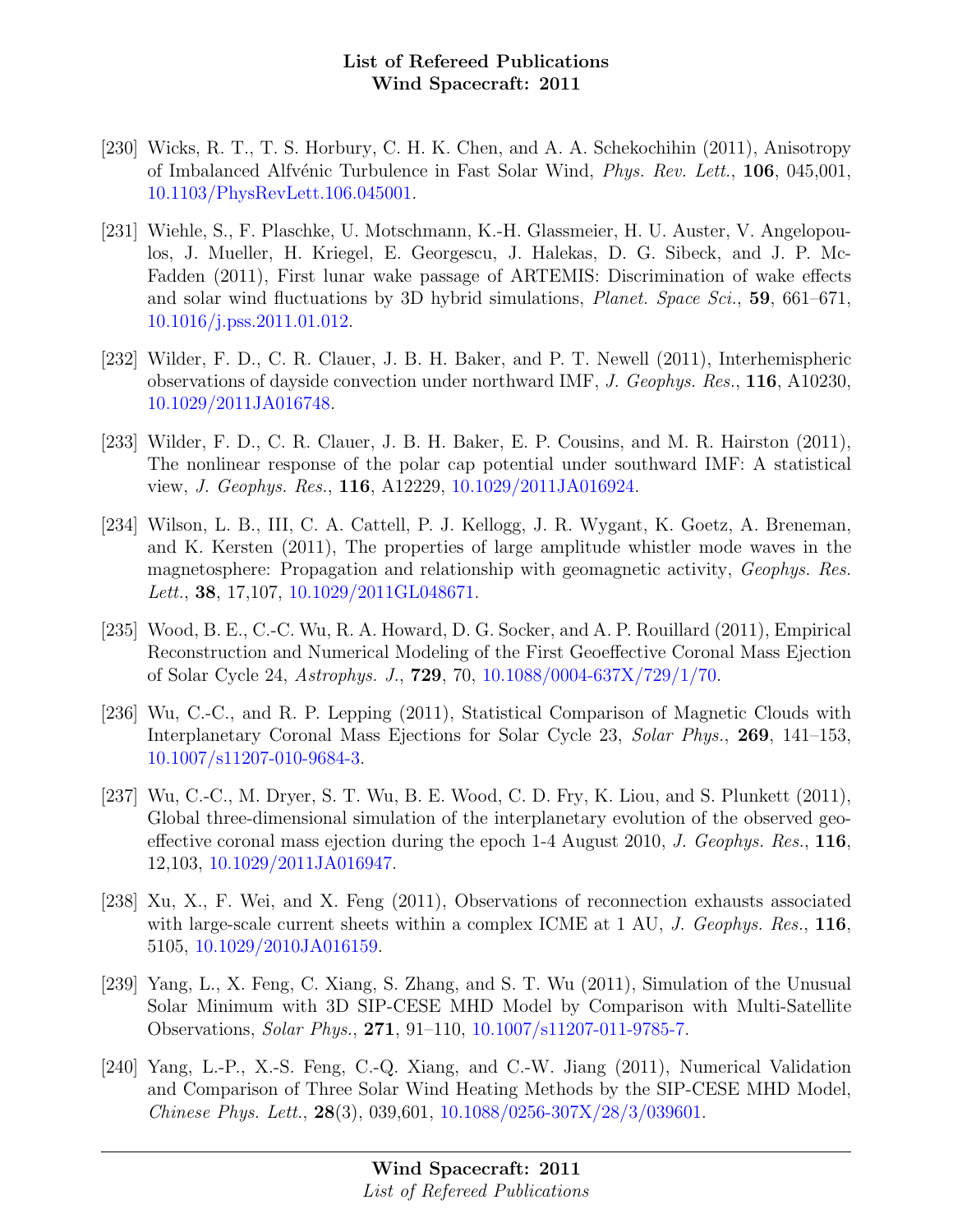[230] Wicks, R. T., T. S. Horbury, C. H. K. Chen, and A. A. Schekochihin (2011), Anisotropy of Imbalanced Alfvénic Turbulence in Fast Solar Wind, *Phys. Rev. Lett.*, **106**, 045,001, 10.1103/PhysRevLett.106.045001.

[231] Wiehle, S., F. Plaschke, U. Motschmann, K.-H. Glassmeier, H. U. Auster, V. Angelopoulos, J. Mueller, H. Kriegel, E. Georgescu, J. Halekas, D. G. Sibeck, and J. P. McFadden (2011), First lunar wake passage of ARTEMIS: Discrimination of wake effects and solar wind fluctuations by 3D hybrid simulations, *Planet. Space Sci.*, **59**, 661–671, 10.1016/j.pss.2011.01.012.

[232] Wilder, F. D., C. R. Clauer, J. B. H. Baker, and P. T. Newell (2011), Interhemispheric observations of dayside convection under northward IMF, *J. Geophys. Res.*, **116**, A10230, 10.1029/2011JA016748.

[233] Wilder, F. D., C. R. Clauer, J. B. H. Baker, E. P. Cousins, and M. R. Hairston (2011), The nonlinear response of the polar cap potential under southward IMF: A statistical view, *J. Geophys. Res.*, **116**, A12229, 10.1029/2011JA016924.

[234] Wilson, L. B., III, C. A. Cattell, P. J. Kellogg, J. R. Wygant, K. Goetz, A. Breneman, and K. Kersten (2011), The properties of large amplitude whistler mode waves in the magnetosphere: Propagation and relationship with geomagnetic activity, *Geophys. Res. Lett.*, **38**, 17,107, 10.1029/2011GL048671.

[235] Wood, B. E., C.-C. Wu, R. A. Howard, D. G. Socker, and A. P. Rouillard (2011), Empirical Reconstruction and Numerical Modeling of the First Geoeffective Coronal Mass Ejection of Solar Cycle 24, *Astrophys. J.*, **729**, 70, 10.1088/0004-637X/729/1/70.

[236] Wu, C.-C., and R. P. Lepping (2011), Statistical Comparison of Magnetic Clouds with Interplanetary Coronal Mass Ejections for Solar Cycle 23, *Solar Phys.*, **269**, 141–153, 10.1007/s11207-010-9684-3.

[237] Wu, C.-C., M. Dryer, S. T. Wu, B. E. Wood, C. D. Fry, K. Liou, and S. Plunkett (2011), Global three-dimensional simulation of the interplanetary evolution of the observed geoeffective coronal mass ejection during the epoch 1-4 August 2010, *J. Geophys. Res.*, **116**, 12,103, 10.1029/2011JA016947.

[238] Xu, X., F. Wei, and X. Feng (2011), Observations of reconnection exhausts associated with large-scale current sheets within a complex ICME at 1 AU, *J. Geophys. Res.*, **116**, 5105, 10.1029/2010JA016159.

[239] Yang, L., X. Feng, C. Xiang, S. Zhang, and S. T. Wu (2011), Simulation of the Unusual Solar Minimum with 3D SIP-CESE MHD Model by Comparison with Multi-Satellite Observations, *Solar Phys.*, **271**, 91–110, 10.1007/s11207-011-9785-7.

[240] Yang, L.-P., X.-S. Feng, C.-Q. Xiang, and C.-W. Jiang (2011), Numerical Validation and Comparison of Three Solar Wind Heating Methods by the SIP-CESE MHD Model, *Chinese Phys. Lett.*, **28**(3), 039,601, 10.1088/0256-307X/28/3/039601.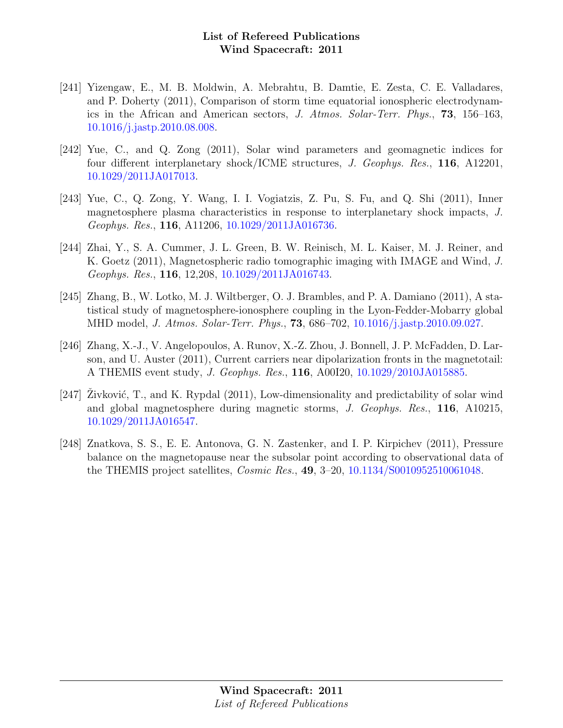[241] Yizengaw, E., M. B. Moldwin, A. Mebrahtu, B. Damtie, E. Zesta, C. E. Valladares, and P. Doherty (2011), Comparison of storm time equatorial ionospheric electrodynamics in the African and American sectors, *J. Atmos. Solar-Terr. Phys.*, **73**, 156–163, 10.1016/j.jastp.2010.08.008.

[242] Yue, C., and Q. Zong (2011), Solar wind parameters and geomagnetic indices for four different interplanetary shock/ICME structures, *J. Geophys. Res.*, **116**, A12201, 10.1029/2011JA017013.

[243] Yue, C., Q. Zong, Y. Wang, I. I. Vogiatzis, Z. Pu, S. Fu, and Q. Shi (2011), Inner magnetosphere plasma characteristics in response to interplanetary shock impacts, *J. Geophys. Res.*, **116**, A11206, 10.1029/2011JA016736.

[244] Zhai, Y., S. A. Cummer, J. L. Green, B. W. Reinisch, M. L. Kaiser, M. J. Reiner, and K. Goetz (2011), Magnetospheric radio tomographic imaging with IMAGE and Wind, *J. Geophys. Res.*, **116**, 12,208, 10.1029/2011JA016743.

[245] Zhang, B., W. Lotko, M. J. Wiltberger, O. J. Brambles, and P. A. Damiano (2011), A statistical study of magnetosphere-ionosphere coupling in the Lyon-Fedder-Mobarry global MHD model, *J. Atmos. Solar-Terr. Phys.*, **73**, 686–702, 10.1016/j.jastp.2010.09.027.

[246] Zhang, X.-J., V. Angelopoulos, A. Runov, X.-Z. Zhou, J. Bonnell, J. P. McFadden, D. Larson, and U. Auster (2011), Current carriers near dipolarization fronts in the magnetotail: A THEMIS event study, *J. Geophys. Res.*, **116**, A00I20, 10.1029/2010JA015885.

[247] Živković, T., and K. Rypdal (2011), Low-dimensionality and predictability of solar wind and global magnetosphere during magnetic storms, *J. Geophys. Res.*, **116**, A10215, 10.1029/2011JA016547.

[248] Znatkova, S. S., E. E. Antonova, G. N. Zastenker, and I. P. Kirpichev (2011), Pressure balance on the magnetopause near the subsolar point according to observational data of the THEMIS project satellites, *Cosmic Res.*, **49**, 3–20, 10.1134/S0010952510061048.